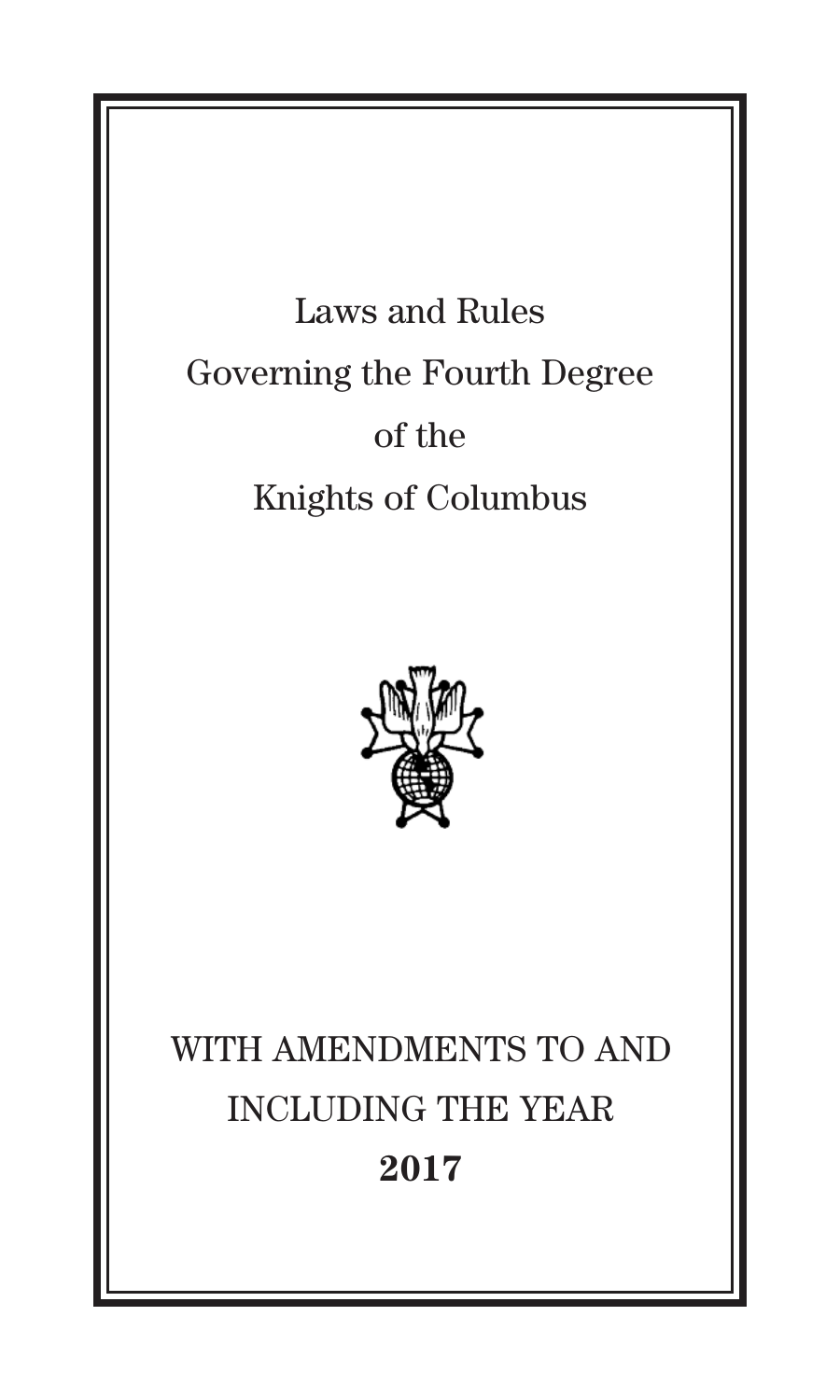# Laws and Rules Governing the Fourth Degree of the Knights of Columbus

WITH AMENDMENTS TO AND INCLUDING THE YEAR

**2017**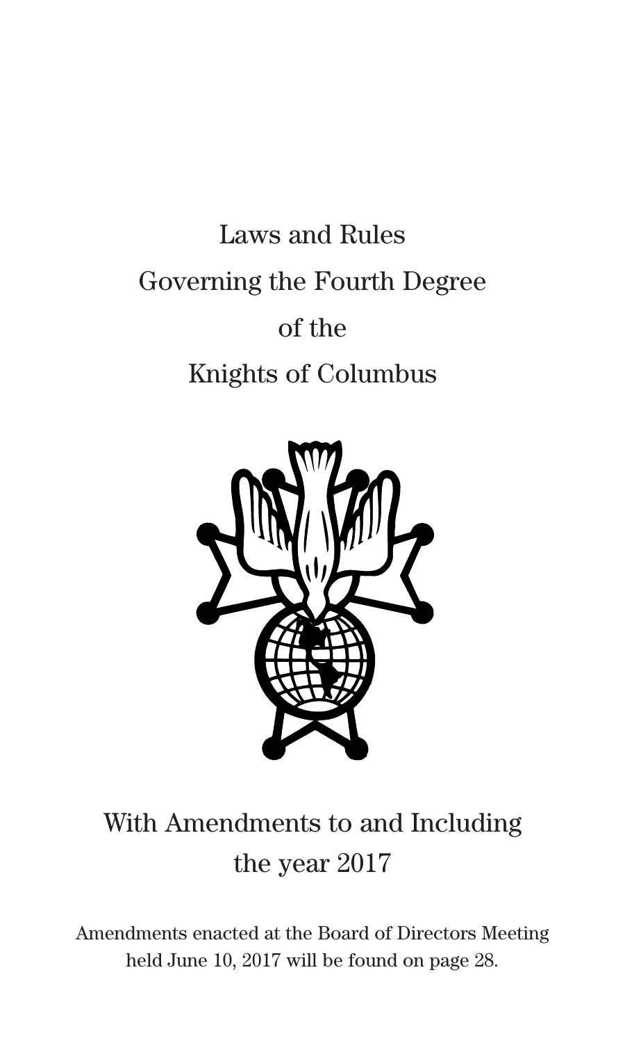# Laws and Rules Governing the Fourth Degree of the Knights of Columbus

With Amendments to and Including the year 2017

Amendments enacted at the Board of Directors Meeting held June 10, 2017 will be found on page 28.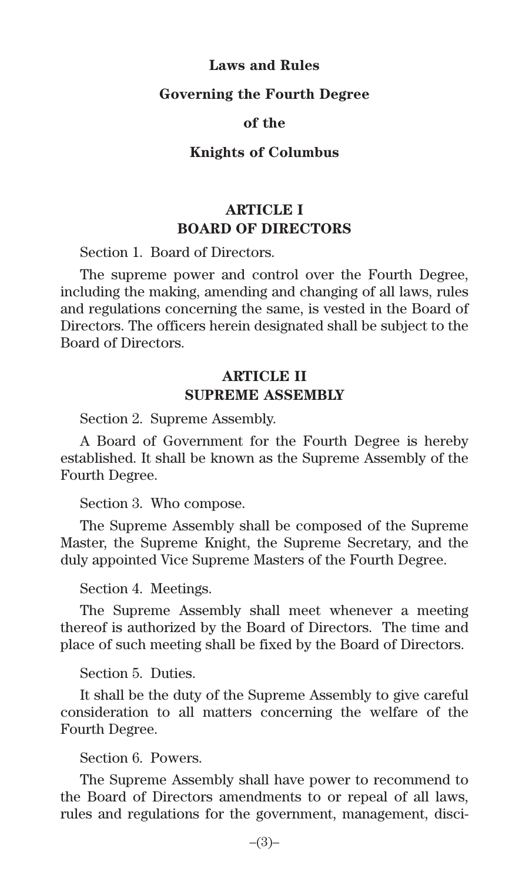# Laws and Rules

# Governing the Fourth Degree

# of the

# Knights of Columbus

## ARTICLE I
## BOARD OF DIRECTORS

Section 1. Board of Directors.

The supreme power and control over the Fourth Degree, including the making, amending and changing of all laws, rules and regulations concerning the same, is vested in the Board of Directors. The officers herein designated shall be subject to the Board of Directors.

## ARTICLE II
## SUPREME ASSEMBLY

Section 2. Supreme Assembly.

A Board of Government for the Fourth Degree is hereby established. It shall be known as the Supreme Assembly of the Fourth Degree.

Section 3. Who compose.

The Supreme Assembly shall be composed of the Supreme Master, the Supreme Knight, the Supreme Secretary, and the duly appointed Vice Supreme Masters of the Fourth Degree.

Section 4. Meetings.

The Supreme Assembly shall meet whenever a meeting thereof is authorized by the Board of Directors. The time and place of such meeting shall be fixed by the Board of Directors.

Section 5. Duties.

It shall be the duty of the Supreme Assembly to give careful consideration to all matters concerning the welfare of the Fourth Degree.

Section 6. Powers.

The Supreme Assembly shall have power to recommend to the Board of Directors amendments to or repeal of all laws, rules and regulations for the government, management, disci-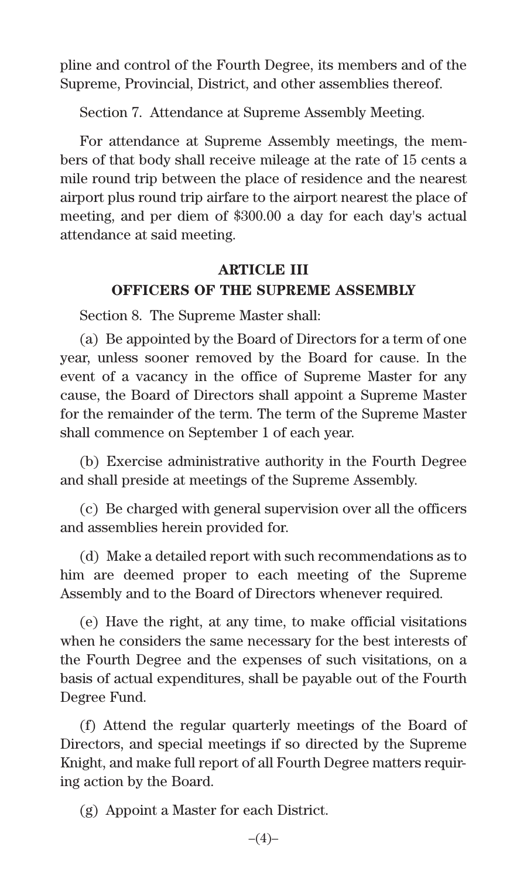pline and control of the Fourth Degree, its members and of the Supreme, Provincial, District, and other assemblies thereof.

Section 7. Attendance at Supreme Assembly Meeting.

For attendance at Supreme Assembly meetings, the members of that body shall receive mileage at the rate of 15 cents a mile round trip between the place of residence and the nearest airport plus round trip airfare to the airport nearest the place of meeting, and per diem of $300.00 a day for each day's actual attendance at said meeting.

## ARTICLE III
## OFFICERS OF THE SUPREME ASSEMBLY

Section 8. The Supreme Master shall:

(a) Be appointed by the Board of Directors for a term of one year, unless sooner removed by the Board for cause. In the event of a vacancy in the office of Supreme Master for any cause, the Board of Directors shall appoint a Supreme Master for the remainder of the term. The term of the Supreme Master shall commence on September 1 of each year.

(b) Exercise administrative authority in the Fourth Degree and shall preside at meetings of the Supreme Assembly.

(c) Be charged with general supervision over all the officers and assemblies herein provided for.

(d) Make a detailed report with such recommendations as to him are deemed proper to each meeting of the Supreme Assembly and to the Board of Directors whenever required.

(e) Have the right, at any time, to make official visitations when he considers the same necessary for the best interests of the Fourth Degree and the expenses of such visitations, on a basis of actual expenditures, shall be payable out of the Fourth Degree Fund.

(f) Attend the regular quarterly meetings of the Board of Directors, and special meetings if so directed by the Supreme Knight, and make full report of all Fourth Degree matters requiring action by the Board.

(g) Appoint a Master for each District.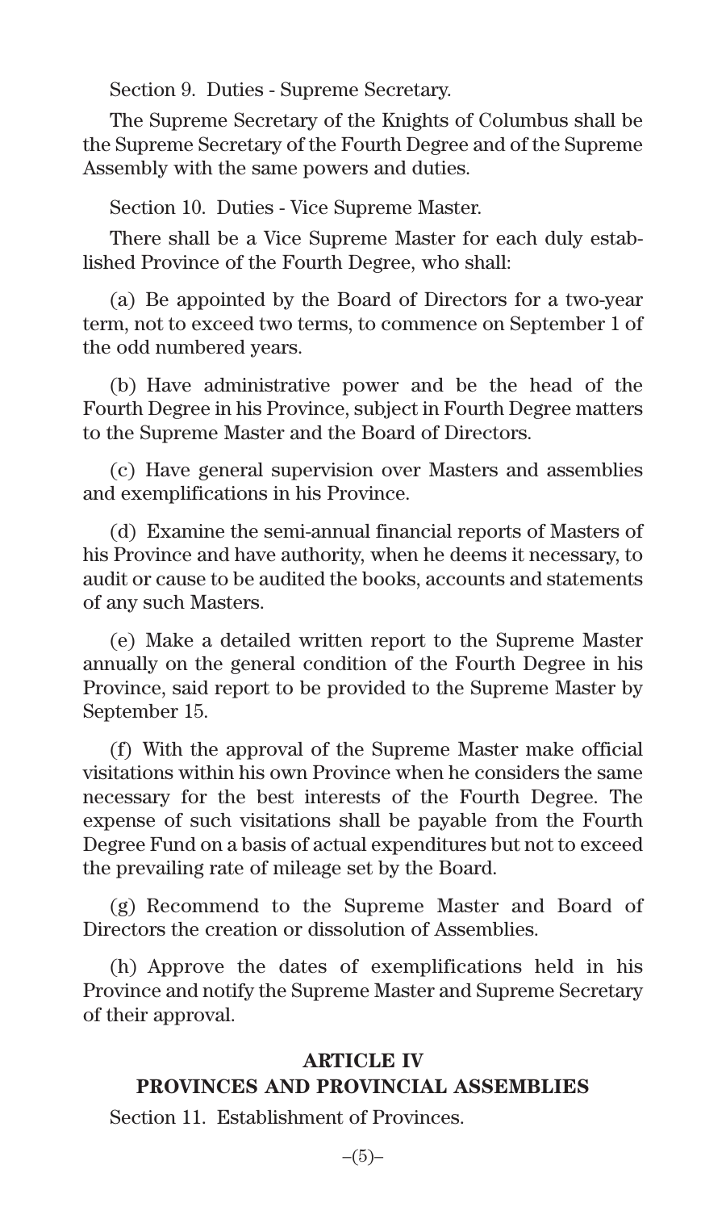Section 9. Duties - Supreme Secretary.

The Supreme Secretary of the Knights of Columbus shall be the Supreme Secretary of the Fourth Degree and of the Supreme Assembly with the same powers and duties.

Section 10. Duties - Vice Supreme Master.

There shall be a Vice Supreme Master for each duly established Province of the Fourth Degree, who shall:

(a) Be appointed by the Board of Directors for a two-year term, not to exceed two terms, to commence on September 1 of the odd numbered years.

(b) Have administrative power and be the head of the Fourth Degree in his Province, subject in Fourth Degree matters to the Supreme Master and the Board of Directors.

(c) Have general supervision over Masters and assemblies and exemplifications in his Province.

(d) Examine the semi-annual financial reports of Masters of his Province and have authority, when he deems it necessary, to audit or cause to be audited the books, accounts and statements of any such Masters.

(e) Make a detailed written report to the Supreme Master annually on the general condition of the Fourth Degree in his Province, said report to be provided to the Supreme Master by September 15.

(f) With the approval of the Supreme Master make official visitations within his own Province when he considers the same necessary for the best interests of the Fourth Degree. The expense of such visitations shall be payable from the Fourth Degree Fund on a basis of actual expenditures but not to exceed the prevailing rate of mileage set by the Board.

(g) Recommend to the Supreme Master and Board of Directors the creation or dissolution of Assemblies.

(h) Approve the dates of exemplifications held in his Province and notify the Supreme Master and Supreme Secretary of their approval.

## ARTICLE IV
## PROVINCES AND PROVINCIAL ASSEMBLIES

Section 11. Establishment of Provinces.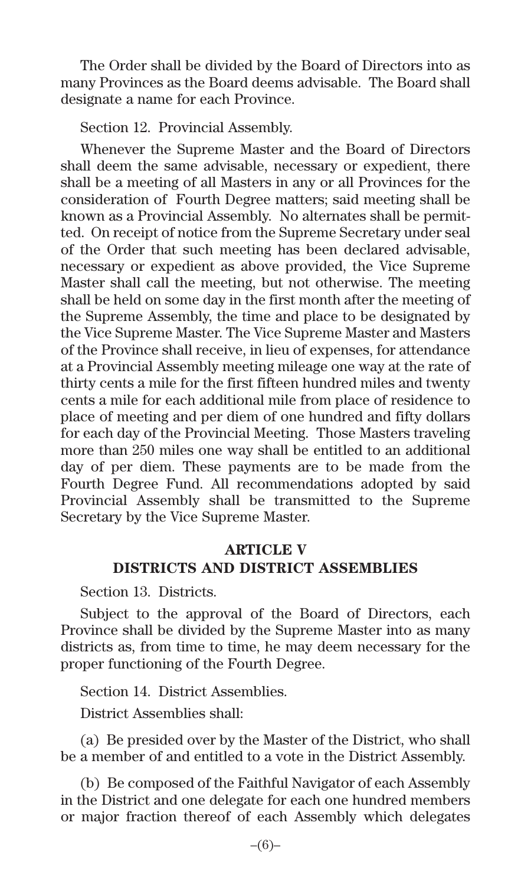The Order shall be divided by the Board of Directors into as many Provinces as the Board deems advisable. The Board shall designate a name for each Province.

Section 12. Provincial Assembly.

Whenever the Supreme Master and the Board of Directors shall deem the same advisable, necessary or expedient, there shall be a meeting of all Masters in any or all Provinces for the consideration of Fourth Degree matters; said meeting shall be known as a Provincial Assembly. No alternates shall be permitted. On receipt of notice from the Supreme Secretary under seal of the Order that such meeting has been declared advisable, necessary or expedient as above provided, the Vice Supreme Master shall call the meeting, but not otherwise. The meeting shall be held on some day in the first month after the meeting of the Supreme Assembly, the time and place to be designated by the Vice Supreme Master. The Vice Supreme Master and Masters of the Province shall receive, in lieu of expenses, for attendance at a Provincial Assembly meeting mileage one way at the rate of thirty cents a mile for the first fifteen hundred miles and twenty cents a mile for each additional mile from place of residence to place of meeting and per diem of one hundred and fifty dollars for each day of the Provincial Meeting. Those Masters traveling more than 250 miles one way shall be entitled to an additional day of per diem. These payments are to be made from the Fourth Degree Fund. All recommendations adopted by said Provincial Assembly shall be transmitted to the Supreme Secretary by the Vice Supreme Master.

## ARTICLE V
## DISTRICTS AND DISTRICT ASSEMBLIES

Section 13. Districts.

Subject to the approval of the Board of Directors, each Province shall be divided by the Supreme Master into as many districts as, from time to time, he may deem necessary for the proper functioning of the Fourth Degree.

Section 14. District Assemblies.

District Assemblies shall:

(a) Be presided over by the Master of the District, who shall be a member of and entitled to a vote in the District Assembly.

(b) Be composed of the Faithful Navigator of each Assembly in the District and one delegate for each one hundred members or major fraction thereof of each Assembly which delegates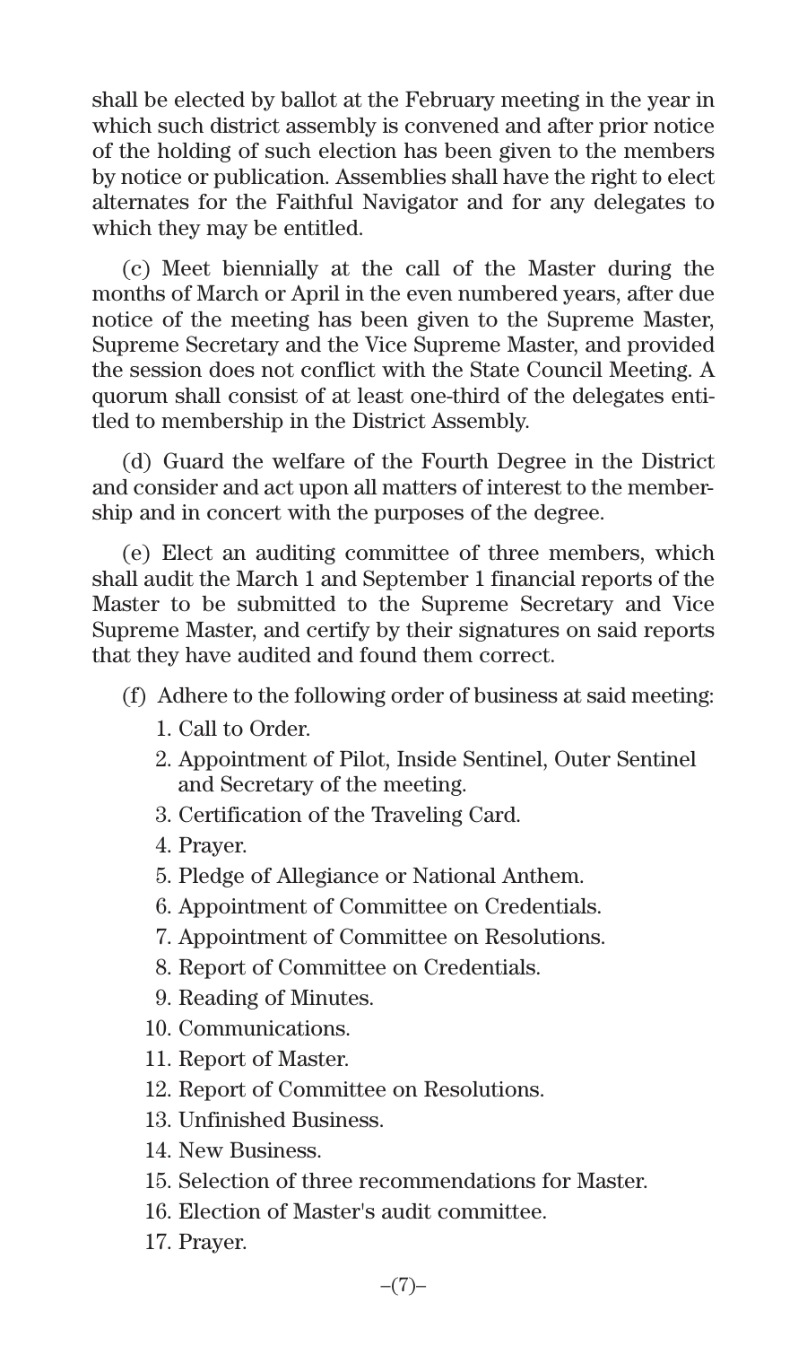shall be elected by ballot at the February meeting in the year in which such district assembly is convened and after prior notice of the holding of such election has been given to the members by notice or publication. Assemblies shall have the right to elect alternates for the Faithful Navigator and for any delegates to which they may be entitled.

(c) Meet biennially at the call of the Master during the months of March or April in the even numbered years, after due notice of the meeting has been given to the Supreme Master, Supreme Secretary and the Vice Supreme Master, and provided the session does not conflict with the State Council Meeting. A quorum shall consist of at least one-third of the delegates entitled to membership in the District Assembly.

(d) Guard the welfare of the Fourth Degree in the District and consider and act upon all matters of interest to the membership and in concert with the purposes of the degree.

(e) Elect an auditing committee of three members, which shall audit the March 1 and September 1 financial reports of the Master to be submitted to the Supreme Secretary and Vice Supreme Master, and certify by their signatures on said reports that they have audited and found them correct.

(f) Adhere to the following order of business at said meeting:

1. Call to Order.
2. Appointment of Pilot, Inside Sentinel, Outer Sentinel and Secretary of the meeting.
3. Certification of the Traveling Card.
4. Prayer.
5. Pledge of Allegiance or National Anthem.
6. Appointment of Committee on Credentials.
7. Appointment of Committee on Resolutions.
8. Report of Committee on Credentials.
9. Reading of Minutes.
10. Communications.
11. Report of Master.
12. Report of Committee on Resolutions.
13. Unfinished Business.
14. New Business.
15. Selection of three recommendations for Master.
16. Election of Master's audit committee.
17. Prayer.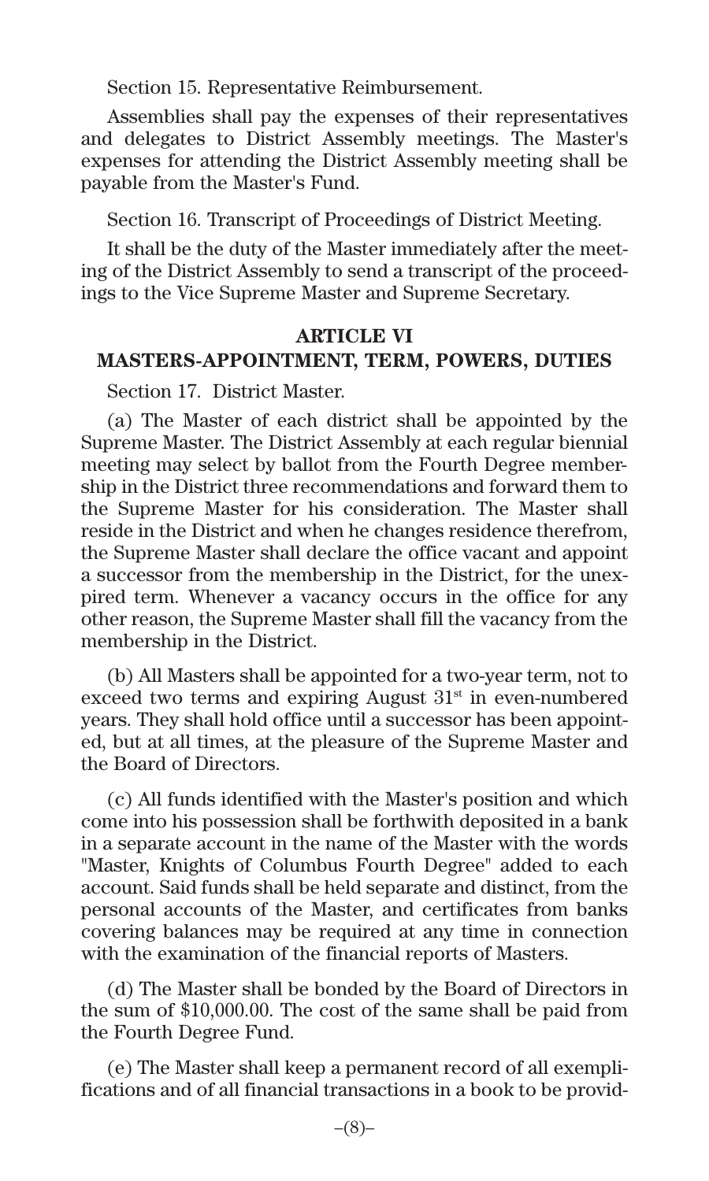Section 15. Representative Reimbursement.

Assemblies shall pay the expenses of their representatives and delegates to District Assembly meetings. The Master's expenses for attending the District Assembly meeting shall be payable from the Master's Fund.

Section 16. Transcript of Proceedings of District Meeting.

It shall be the duty of the Master immediately after the meeting of the District Assembly to send a transcript of the proceedings to the Vice Supreme Master and Supreme Secretary.

## ARTICLE VI
## MASTERS-APPOINTMENT, TERM, POWERS, DUTIES

Section 17. District Master.

(a) The Master of each district shall be appointed by the Supreme Master. The District Assembly at each regular biennial meeting may select by ballot from the Fourth Degree membership in the District three recommendations and forward them to the Supreme Master for his consideration. The Master shall reside in the District and when he changes residence therefrom, the Supreme Master shall declare the office vacant and appoint a successor from the membership in the District, for the unexpired term. Whenever a vacancy occurs in the office for any other reason, the Supreme Master shall fill the vacancy from the membership in the District.

(b) All Masters shall be appointed for a two-year term, not to exceed two terms and expiring August 31st in even-numbered years. They shall hold office until a successor has been appointed, but at all times, at the pleasure of the Supreme Master and the Board of Directors.

(c) All funds identified with the Master's position and which come into his possession shall be forthwith deposited in a bank in a separate account in the name of the Master with the words "Master, Knights of Columbus Fourth Degree" added to each account. Said funds shall be held separate and distinct, from the personal accounts of the Master, and certificates from banks covering balances may be required at any time in connection with the examination of the financial reports of Masters.

(d) The Master shall be bonded by the Board of Directors in the sum of $10,000.00. The cost of the same shall be paid from the Fourth Degree Fund.

(e) The Master shall keep a permanent record of all exemplifications and of all financial transactions in a book to be provid-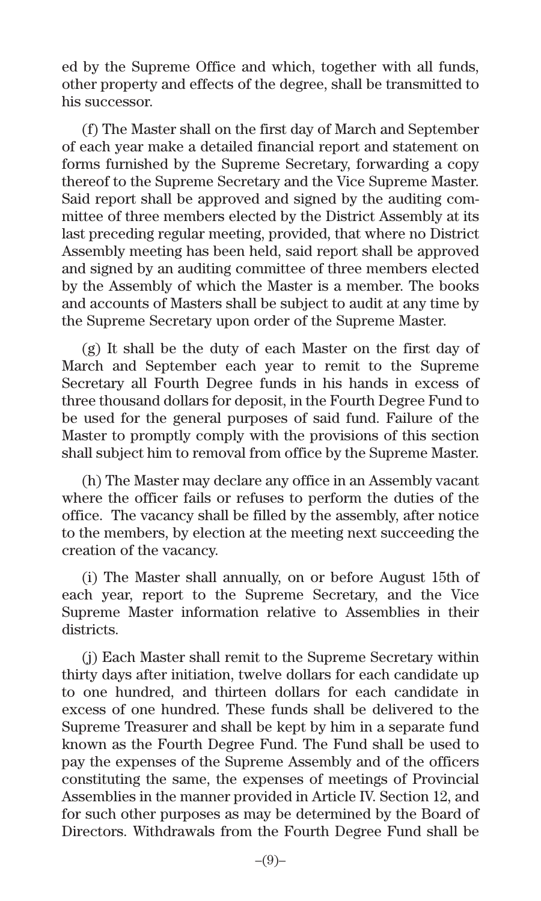ed by the Supreme Office and which, together with all funds, other property and effects of the degree, shall be transmitted to his successor.

(f) The Master shall on the first day of March and September of each year make a detailed financial report and statement on forms furnished by the Supreme Secretary, forwarding a copy thereof to the Supreme Secretary and the Vice Supreme Master. Said report shall be approved and signed by the auditing committee of three members elected by the District Assembly at its last preceding regular meeting, provided, that where no District Assembly meeting has been held, said report shall be approved and signed by an auditing committee of three members elected by the Assembly of which the Master is a member. The books and accounts of Masters shall be subject to audit at any time by the Supreme Secretary upon order of the Supreme Master.

(g) It shall be the duty of each Master on the first day of March and September each year to remit to the Supreme Secretary all Fourth Degree funds in his hands in excess of three thousand dollars for deposit, in the Fourth Degree Fund to be used for the general purposes of said fund. Failure of the Master to promptly comply with the provisions of this section shall subject him to removal from office by the Supreme Master.

(h) The Master may declare any office in an Assembly vacant where the officer fails or refuses to perform the duties of the office. The vacancy shall be filled by the assembly, after notice to the members, by election at the meeting next succeeding the creation of the vacancy.

(i) The Master shall annually, on or before August 15th of each year, report to the Supreme Secretary, and the Vice Supreme Master information relative to Assemblies in their districts.

(j) Each Master shall remit to the Supreme Secretary within thirty days after initiation, twelve dollars for each candidate up to one hundred, and thirteen dollars for each candidate in excess of one hundred. These funds shall be delivered to the Supreme Treasurer and shall be kept by him in a separate fund known as the Fourth Degree Fund. The Fund shall be used to pay the expenses of the Supreme Assembly and of the officers constituting the same, the expenses of meetings of Provincial Assemblies in the manner provided in Article IV. Section 12, and for such other purposes as may be determined by the Board of Directors. Withdrawals from the Fourth Degree Fund shall be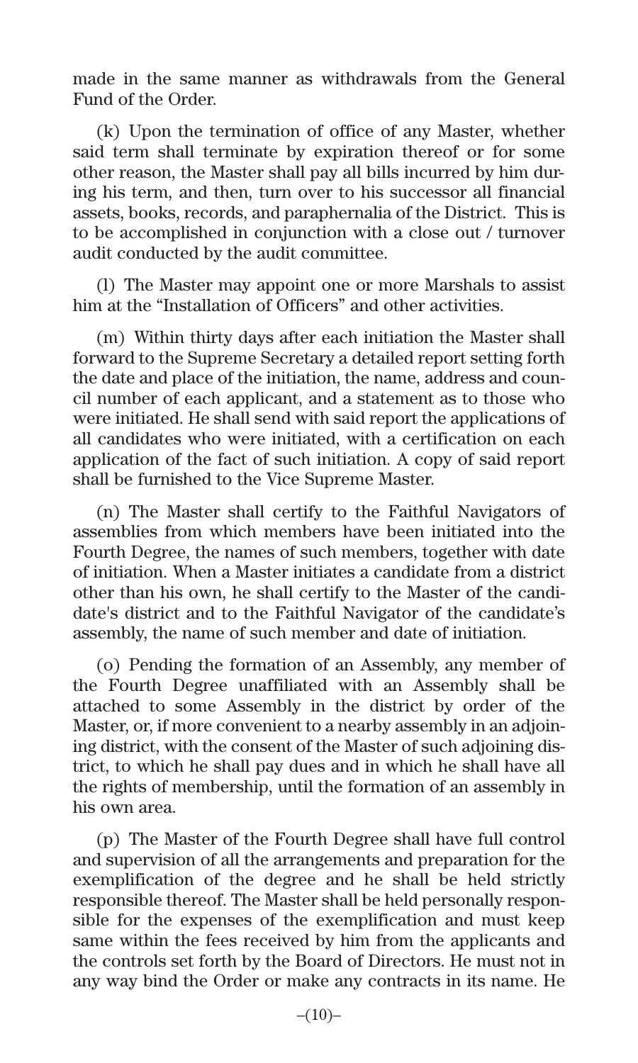made in the same manner as withdrawals from the General Fund of the Order.

(k) Upon the termination of office of any Master, whether said term shall terminate by expiration thereof or for some other reason, the Master shall pay all bills incurred by him during his term, and then, turn over to his successor all financial assets, books, records, and paraphernalia of the District. This is to be accomplished in conjunction with a close out / turnover audit conducted by the audit committee.

(l) The Master may appoint one or more Marshals to assist him at the "Installation of Officers" and other activities.

(m) Within thirty days after each initiation the Master shall forward to the Supreme Secretary a detailed report setting forth the date and place of the initiation, the name, address and council number of each applicant, and a statement as to those who were initiated. He shall send with said report the applications of all candidates who were initiated, with a certification on each application of the fact of such initiation. A copy of said report shall be furnished to the Vice Supreme Master.

(n) The Master shall certify to the Faithful Navigators of assemblies from which members have been initiated into the Fourth Degree, the names of such members, together with date of initiation. When a Master initiates a candidate from a district other than his own, he shall certify to the Master of the candidate's district and to the Faithful Navigator of the candidate's assembly, the name of such member and date of initiation.

(o) Pending the formation of an Assembly, any member of the Fourth Degree unaffiliated with an Assembly shall be attached to some Assembly in the district by order of the Master, or, if more convenient to a nearby assembly in an adjoining district, with the consent of the Master of such adjoining district, to which he shall pay dues and in which he shall have all the rights of membership, until the formation of an assembly in his own area.

(p) The Master of the Fourth Degree shall have full control and supervision of all the arrangements and preparation for the exemplification of the degree and he shall be held strictly responsible thereof. The Master shall be held personally responsible for the expenses of the exemplification and must keep same within the fees received by him from the applicants and the controls set forth by the Board of Directors. He must not in any way bind the Order or make any contracts in its name. He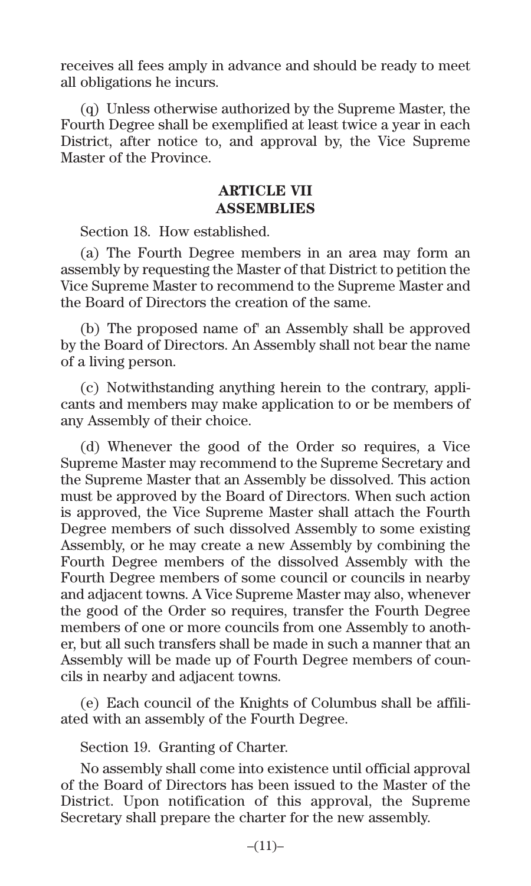receives all fees amply in advance and should be ready to meet all obligations he incurs.

(q) Unless otherwise authorized by the Supreme Master, the Fourth Degree shall be exemplified at least twice a year in each District, after notice to, and approval by, the Vice Supreme Master of the Province.

## ARTICLE VII
## ASSEMBLIES

Section 18. How established.

(a) The Fourth Degree members in an area may form an assembly by requesting the Master of that District to petition the Vice Supreme Master to recommend to the Supreme Master and the Board of Directors the creation of the same.

(b) The proposed name of' an Assembly shall be approved by the Board of Directors. An Assembly shall not bear the name of a living person.

(c) Notwithstanding anything herein to the contrary, applicants and members may make application to or be members of any Assembly of their choice.

(d) Whenever the good of the Order so requires, a Vice Supreme Master may recommend to the Supreme Secretary and the Supreme Master that an Assembly be dissolved. This action must be approved by the Board of Directors. When such action is approved, the Vice Supreme Master shall attach the Fourth Degree members of such dissolved Assembly to some existing Assembly, or he may create a new Assembly by combining the Fourth Degree members of the dissolved Assembly with the Fourth Degree members of some council or councils in nearby and adjacent towns. A Vice Supreme Master may also, whenever the good of the Order so requires, transfer the Fourth Degree members of one or more councils from one Assembly to another, but all such transfers shall be made in such a manner that an Assembly will be made up of Fourth Degree members of councils in nearby and adjacent towns.

(e) Each council of the Knights of Columbus shall be affiliated with an assembly of the Fourth Degree.

Section 19. Granting of Charter.

No assembly shall come into existence until official approval of the Board of Directors has been issued to the Master of the District. Upon notification of this approval, the Supreme Secretary shall prepare the charter for the new assembly.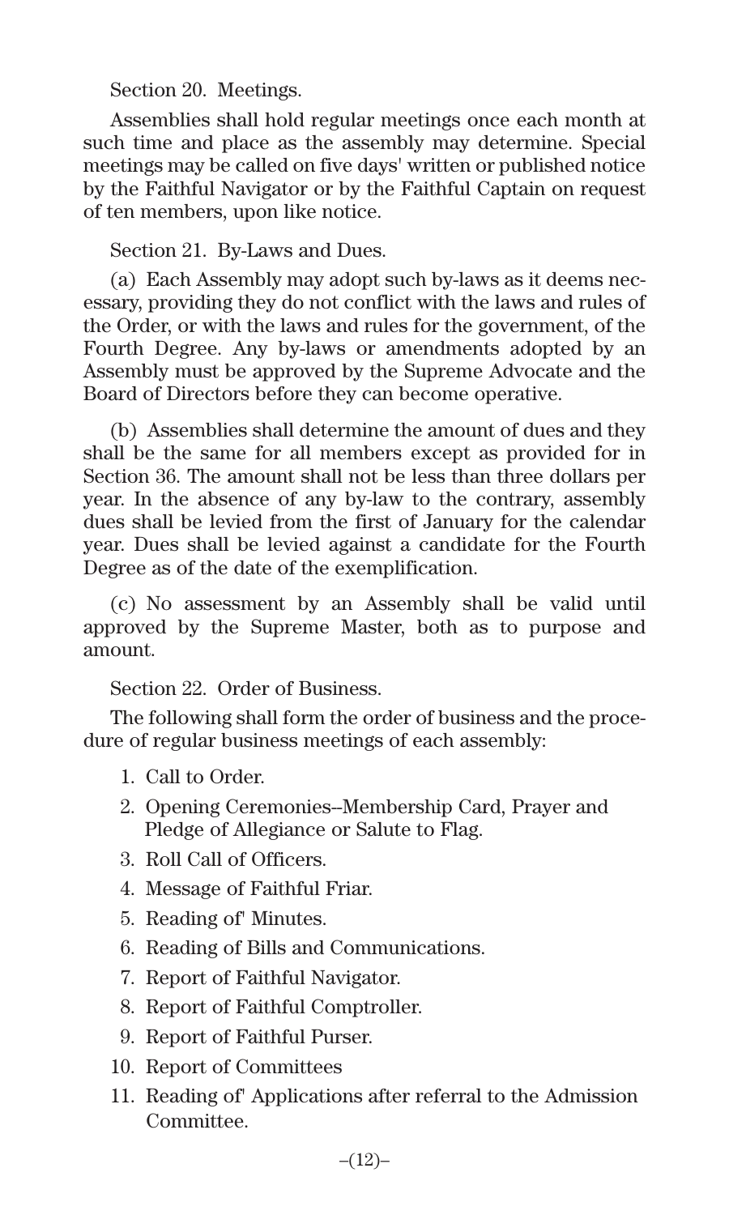Section 20. Meetings.

Assemblies shall hold regular meetings once each month at such time and place as the assembly may determine. Special meetings may be called on five days' written or published notice by the Faithful Navigator or by the Faithful Captain on request of ten members, upon like notice.

Section 21. By-Laws and Dues.

(a) Each Assembly may adopt such by-laws as it deems necessary, providing they do not conflict with the laws and rules of the Order, or with the laws and rules for the government, of the Fourth Degree. Any by-laws or amendments adopted by an Assembly must be approved by the Supreme Advocate and the Board of Directors before they can become operative.

(b) Assemblies shall determine the amount of dues and they shall be the same for all members except as provided for in Section 36. The amount shall not be less than three dollars per year. In the absence of any by-law to the contrary, assembly dues shall be levied from the first of January for the calendar year. Dues shall be levied against a candidate for the Fourth Degree as of the date of the exemplification.

(c) No assessment by an Assembly shall be valid until approved by the Supreme Master, both as to purpose and amount.

Section 22. Order of Business.

The following shall form the order of business and the procedure of regular business meetings of each assembly:

1. Call to Order.
2. Opening Ceremonies--Membership Card, Prayer and Pledge of Allegiance or Salute to Flag.
3. Roll Call of Officers.
4. Message of Faithful Friar.
5. Reading of' Minutes.
6. Reading of Bills and Communications.
7. Report of Faithful Navigator.
8. Report of Faithful Comptroller.
9. Report of Faithful Purser.
10. Report of Committees
11. Reading of' Applications after referral to the Admission Committee.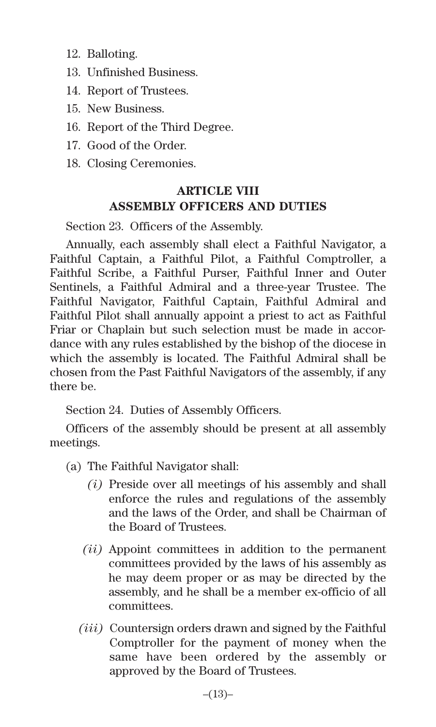12. Balloting.
13. Unfinished Business.
14. Report of Trustees.
15. New Business.
16. Report of the Third Degree.
17. Good of the Order.
18. Closing Ceremonies.

## ARTICLE VIII
## ASSEMBLY OFFICERS AND DUTIES

Section 23. Officers of the Assembly.

Annually, each assembly shall elect a Faithful Navigator, a Faithful Captain, a Faithful Pilot, a Faithful Comptroller, a Faithful Scribe, a Faithful Purser, Faithful Inner and Outer Sentinels, a Faithful Admiral and a three-year Trustee. The Faithful Navigator, Faithful Captain, Faithful Admiral and Faithful Pilot shall annually appoint a priest to act as Faithful Friar or Chaplain but such selection must be made in accordance with any rules established by the bishop of the diocese in which the assembly is located. The Faithful Admiral shall be chosen from the Past Faithful Navigators of the assembly, if any there be.

Section 24. Duties of Assembly Officers.

Officers of the assembly should be present at all assembly meetings.

(a) The Faithful Navigator shall:

*(i)* Preside over all meetings of his assembly and shall enforce the rules and regulations of the assembly and the laws of the Order, and shall be Chairman of the Board of Trustees.

*(ii)* Appoint committees in addition to the permanent committees provided by the laws of his assembly as he may deem proper or as may be directed by the assembly, and he shall be a member ex-officio of all committees.

*(iii)* Countersign orders drawn and signed by the Faithful Comptroller for the payment of money when the same have been ordered by the assembly or approved by the Board of Trustees.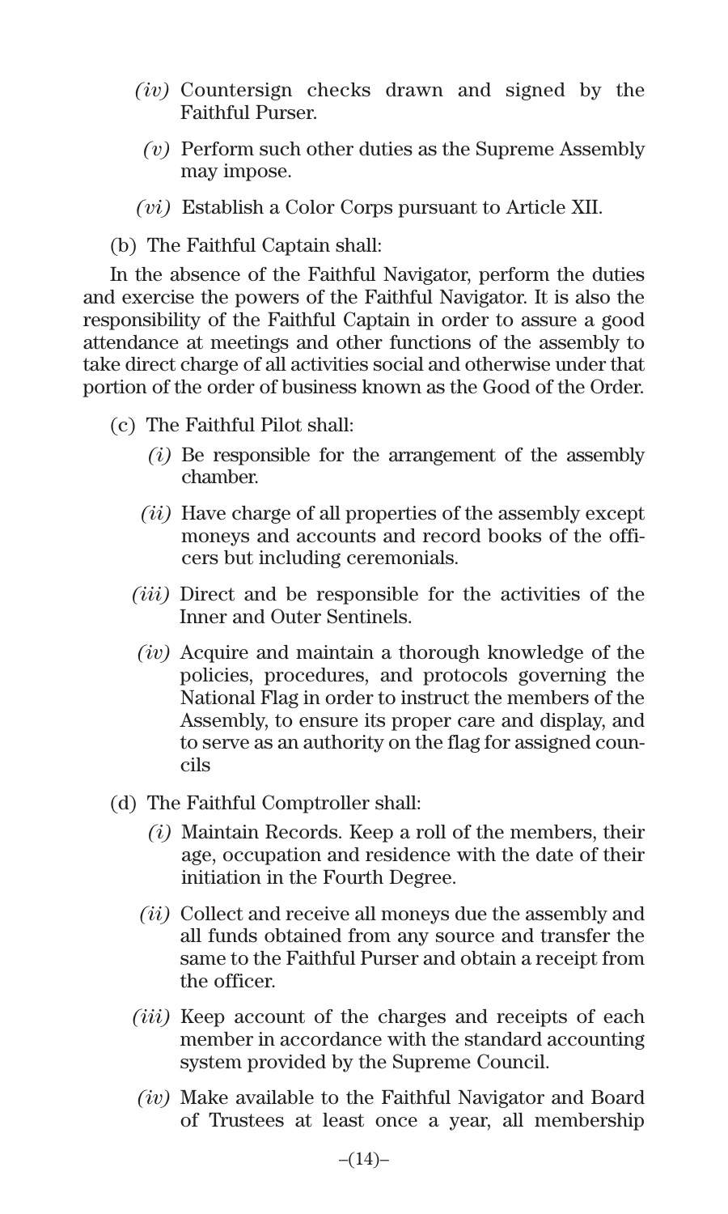- *(iv)* Countersign checks drawn and signed by the Faithful Purser.
- *(v)* Perform such other duties as the Supreme Assembly may impose.
- *(vi)* Establish a Color Corps pursuant to Article XII.

(b) The Faithful Captain shall:

In the absence of the Faithful Navigator, perform the duties and exercise the powers of the Faithful Navigator. It is also the responsibility of the Faithful Captain in order to assure a good attendance at meetings and other functions of the assembly to take direct charge of all activities social and otherwise under that portion of the order of business known as the Good of the Order.

(c) The Faithful Pilot shall:

- *(i)* Be responsible for the arrangement of the assembly chamber.
- *(ii)* Have charge of all properties of the assembly except moneys and accounts and record books of the officers but including ceremonials.
- *(iii)* Direct and be responsible for the activities of the Inner and Outer Sentinels.
- *(iv)* Acquire and maintain a thorough knowledge of the policies, procedures, and protocols governing the National Flag in order to instruct the members of the Assembly, to ensure its proper care and display, and to serve as an authority on the flag for assigned councils

(d) The Faithful Comptroller shall:

- *(i)* Maintain Records. Keep a roll of the members, their age, occupation and residence with the date of their initiation in the Fourth Degree.
- *(ii)* Collect and receive all moneys due the assembly and all funds obtained from any source and transfer the same to the Faithful Purser and obtain a receipt from the officer.
- *(iii)* Keep account of the charges and receipts of each member in accordance with the standard accounting system provided by the Supreme Council.
- *(iv)* Make available to the Faithful Navigator and Board of Trustees at least once a year, all membership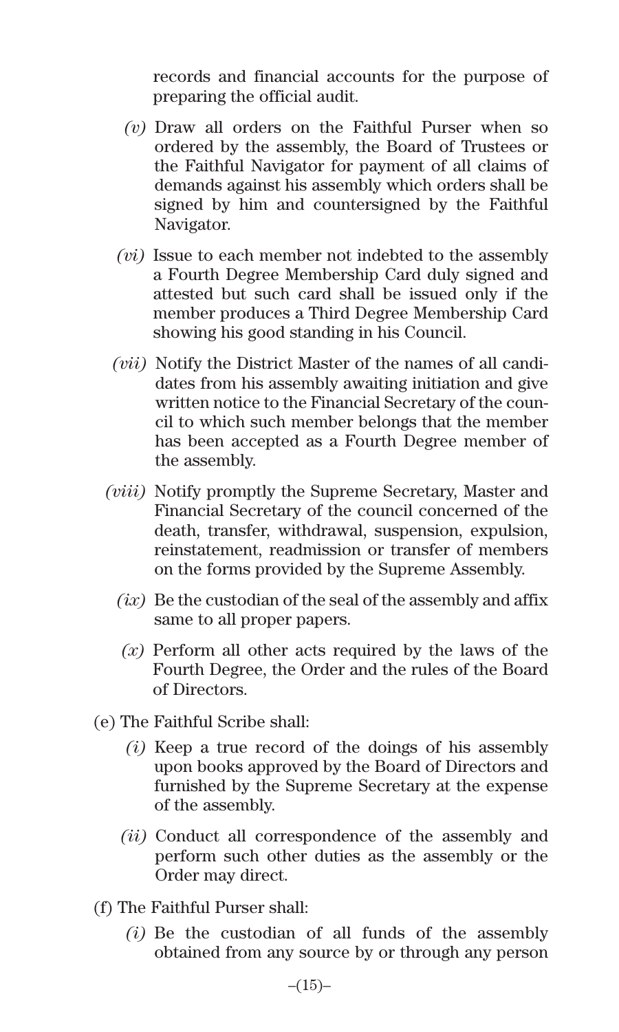records and financial accounts for the purpose of preparing the official audit.

*(v)* Draw all orders on the Faithful Purser when so ordered by the assembly, the Board of Trustees or the Faithful Navigator for payment of all claims of demands against his assembly which orders shall be signed by him and countersigned by the Faithful Navigator.

*(vi)* Issue to each member not indebted to the assembly a Fourth Degree Membership Card duly signed and attested but such card shall be issued only if the member produces a Third Degree Membership Card showing his good standing in his Council.

*(vii)* Notify the District Master of the names of all candidates from his assembly awaiting initiation and give written notice to the Financial Secretary of the council to which such member belongs that the member has been accepted as a Fourth Degree member of the assembly.

*(viii)* Notify promptly the Supreme Secretary, Master and Financial Secretary of the council concerned of the death, transfer, withdrawal, suspension, expulsion, reinstatement, readmission or transfer of members on the forms provided by the Supreme Assembly.

*(ix)* Be the custodian of the seal of the assembly and affix same to all proper papers.

*(x)* Perform all other acts required by the laws of the Fourth Degree, the Order and the rules of the Board of Directors.

(e) The Faithful Scribe shall:

*(i)* Keep a true record of the doings of his assembly upon books approved by the Board of Directors and furnished by the Supreme Secretary at the expense of the assembly.

*(ii)* Conduct all correspondence of the assembly and perform such other duties as the assembly or the Order may direct.

(f) The Faithful Purser shall:

*(i)* Be the custodian of all funds of the assembly obtained from any source by or through any person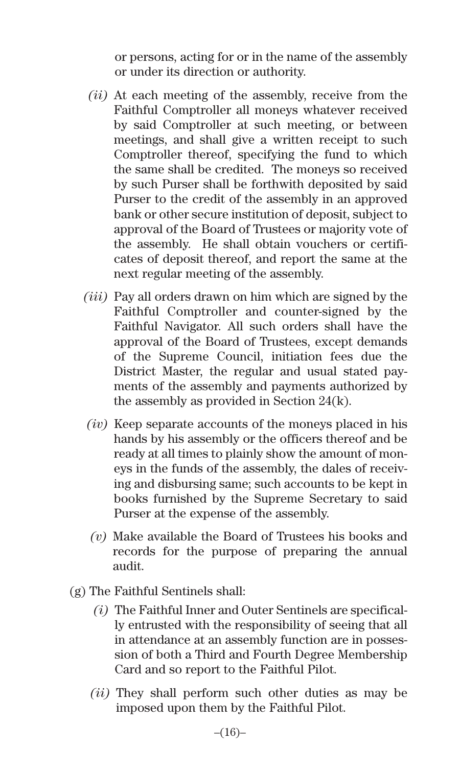or persons, acting for or in the name of the assembly or under its direction or authority.

*(ii)* At each meeting of the assembly, receive from the Faithful Comptroller all moneys whatever received by said Comptroller at such meeting, or between meetings, and shall give a written receipt to such Comptroller thereof, specifying the fund to which the same shall be credited. The moneys so received by such Purser shall be forthwith deposited by said Purser to the credit of the assembly in an approved bank or other secure institution of deposit, subject to approval of the Board of Trustees or majority vote of the assembly. He shall obtain vouchers or certificates of deposit thereof, and report the same at the next regular meeting of the assembly.

*(iii)* Pay all orders drawn on him which are signed by the Faithful Comptroller and counter-signed by the Faithful Navigator. All such orders shall have the approval of the Board of Trustees, except demands of the Supreme Council, initiation fees due the District Master, the regular and usual stated payments of the assembly and payments authorized by the assembly as provided in Section 24(k).

*(iv)* Keep separate accounts of the moneys placed in his hands by his assembly or the officers thereof and be ready at all times to plainly show the amount of moneys in the funds of the assembly, the dales of receiving and disbursing same; such accounts to be kept in books furnished by the Supreme Secretary to said Purser at the expense of the assembly.

*(v)* Make available the Board of Trustees his books and records for the purpose of preparing the annual audit.

(g) The Faithful Sentinels shall:

*(i)* The Faithful Inner and Outer Sentinels are specifically entrusted with the responsibility of seeing that all in attendance at an assembly function are in possession of both a Third and Fourth Degree Membership Card and so report to the Faithful Pilot.

*(ii)* They shall perform such other duties as may be imposed upon them by the Faithful Pilot.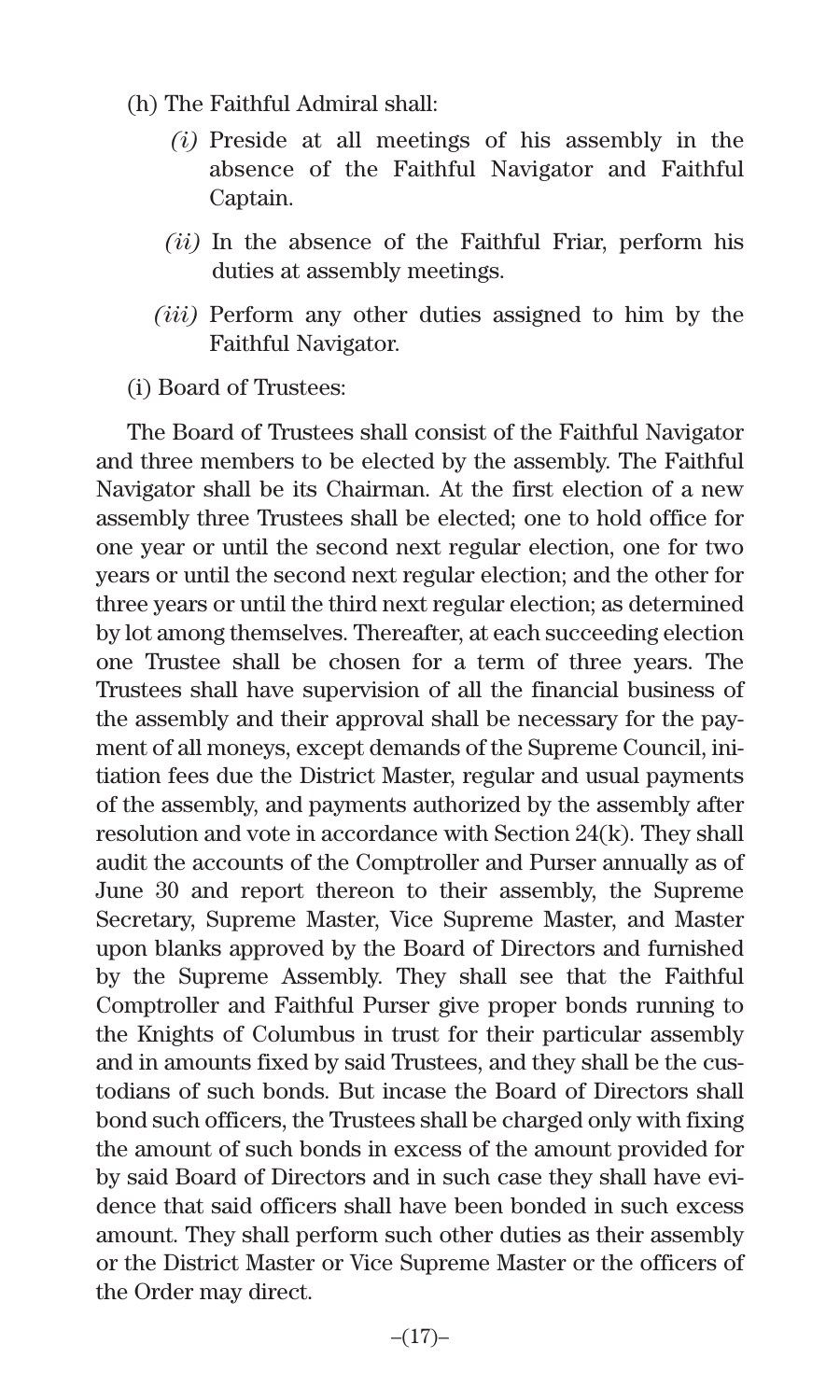(h) The Faithful Admiral shall:

*(i)* Preside at all meetings of his assembly in the absence of the Faithful Navigator and Faithful Captain.

*(ii)* In the absence of the Faithful Friar, perform his duties at assembly meetings.

*(iii)* Perform any other duties assigned to him by the Faithful Navigator.

(i) Board of Trustees:

The Board of Trustees shall consist of the Faithful Navigator and three members to be elected by the assembly. The Faithful Navigator shall be its Chairman. At the first election of a new assembly three Trustees shall be elected; one to hold office for one year or until the second next regular election, one for two years or until the second next regular election; and the other for three years or until the third next regular election; as determined by lot among themselves. Thereafter, at each succeeding election one Trustee shall be chosen for a term of three years. The Trustees shall have supervision of all the financial business of the assembly and their approval shall be necessary for the payment of all moneys, except demands of the Supreme Council, initiation fees due the District Master, regular and usual payments of the assembly, and payments authorized by the assembly after resolution and vote in accordance with Section 24(k). They shall audit the accounts of the Comptroller and Purser annually as of June 30 and report thereon to their assembly, the Supreme Secretary, Supreme Master, Vice Supreme Master, and Master upon blanks approved by the Board of Directors and furnished by the Supreme Assembly. They shall see that the Faithful Comptroller and Faithful Purser give proper bonds running to the Knights of Columbus in trust for their particular assembly and in amounts fixed by said Trustees, and they shall be the custodians of such bonds. But incase the Board of Directors shall bond such officers, the Trustees shall be charged only with fixing the amount of such bonds in excess of the amount provided for by said Board of Directors and in such case they shall have evidence that said officers shall have been bonded in such excess amount. They shall perform such other duties as their assembly or the District Master or Vice Supreme Master or the officers of the Order may direct.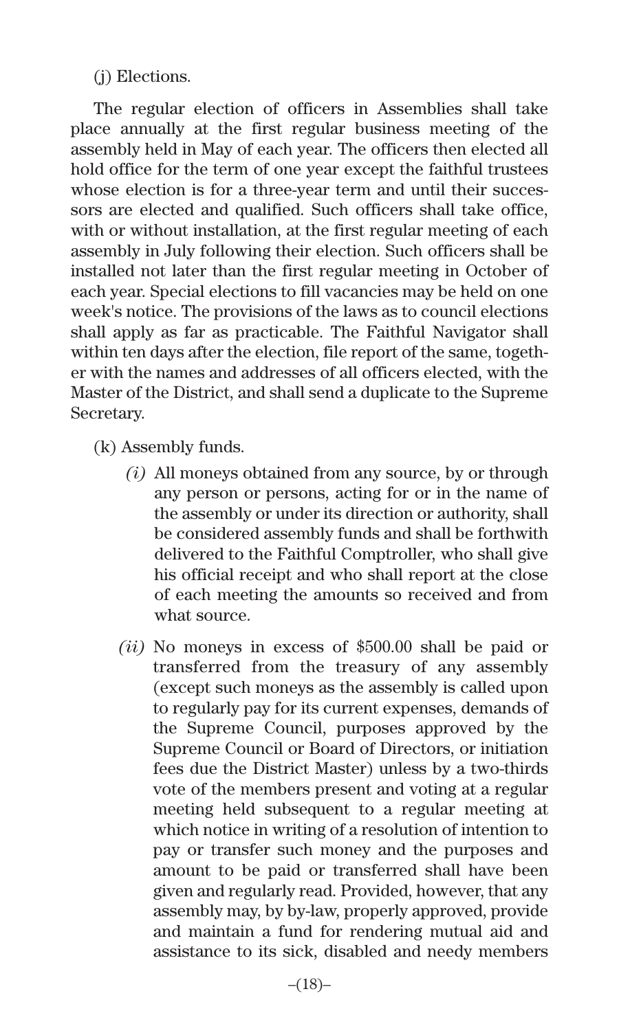(j) Elections.

The regular election of officers in Assemblies shall take place annually at the first regular business meeting of the assembly held in May of each year. The officers then elected all hold office for the term of one year except the faithful trustees whose election is for a three-year term and until their successors are elected and qualified. Such officers shall take office, with or without installation, at the first regular meeting of each assembly in July following their election. Such officers shall be installed not later than the first regular meeting in October of each year. Special elections to fill vacancies may be held on one week's notice. The provisions of the laws as to council elections shall apply as far as practicable. The Faithful Navigator shall within ten days after the election, file report of the same, together with the names and addresses of all officers elected, with the Master of the District, and shall send a duplicate to the Supreme Secretary.

(k) Assembly funds.

*(i)* All moneys obtained from any source, by or through any person or persons, acting for or in the name of the assembly or under its direction or authority, shall be considered assembly funds and shall be forthwith delivered to the Faithful Comptroller, who shall give his official receipt and who shall report at the close of each meeting the amounts so received and from what source.

*(ii)* No moneys in excess of $500.00 shall be paid or transferred from the treasury of any assembly (except such moneys as the assembly is called upon to regularly pay for its current expenses, demands of the Supreme Council, purposes approved by the Supreme Council or Board of Directors, or initiation fees due the District Master) unless by a two-thirds vote of the members present and voting at a regular meeting held subsequent to a regular meeting at which notice in writing of a resolution of intention to pay or transfer such money and the purposes and amount to be paid or transferred shall have been given and regularly read. Provided, however, that any assembly may, by by-law, properly approved, provide and maintain a fund for rendering mutual aid and assistance to its sick, disabled and needy members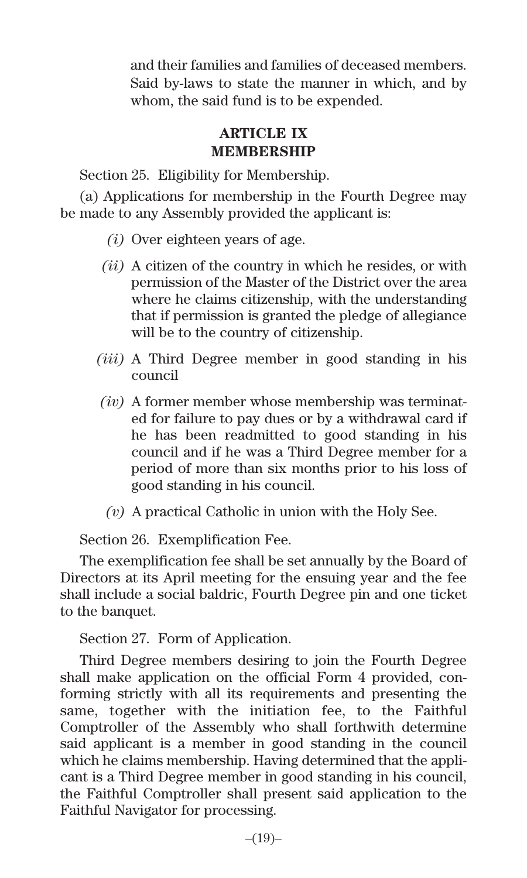and their families and families of deceased members. Said by-laws to state the manner in which, and by whom, the said fund is to be expended.

## ARTICLE IX
## MEMBERSHIP

Section 25. Eligibility for Membership.

(a) Applications for membership in the Fourth Degree may be made to any Assembly provided the applicant is:

*(i)* Over eighteen years of age.

*(ii)* A citizen of the country in which he resides, or with permission of the Master of the District over the area where he claims citizenship, with the understanding that if permission is granted the pledge of allegiance will be to the country of citizenship.

*(iii)* A Third Degree member in good standing in his council

*(iv)* A former member whose membership was terminated for failure to pay dues or by a withdrawal card if he has been readmitted to good standing in his council and if he was a Third Degree member for a period of more than six months prior to his loss of good standing in his council.

*(v)* A practical Catholic in union with the Holy See.

Section 26. Exemplification Fee.

The exemplification fee shall be set annually by the Board of Directors at its April meeting for the ensuing year and the fee shall include a social baldric, Fourth Degree pin and one ticket to the banquet.

Section 27. Form of Application.

Third Degree members desiring to join the Fourth Degree shall make application on the official Form 4 provided, conforming strictly with all its requirements and presenting the same, together with the initiation fee, to the Faithful Comptroller of the Assembly who shall forthwith determine said applicant is a member in good standing in the council which he claims membership. Having determined that the applicant is a Third Degree member in good standing in his council, the Faithful Comptroller shall present said application to the Faithful Navigator for processing.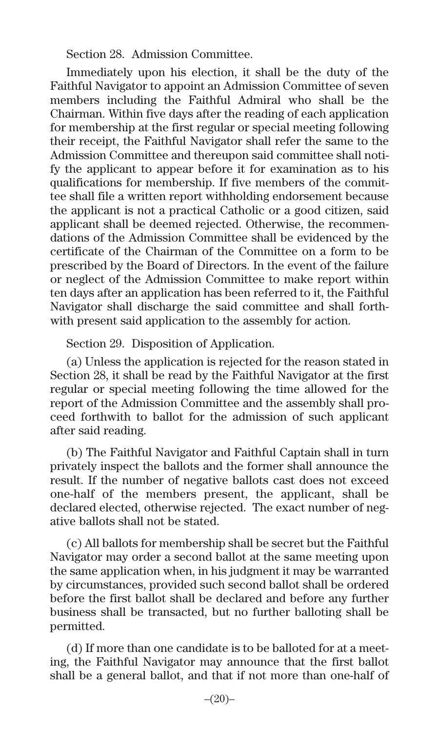Section 28. Admission Committee.

Immediately upon his election, it shall be the duty of the Faithful Navigator to appoint an Admission Committee of seven members including the Faithful Admiral who shall be the Chairman. Within five days after the reading of each application for membership at the first regular or special meeting following their receipt, the Faithful Navigator shall refer the same to the Admission Committee and thereupon said committee shall notify the applicant to appear before it for examination as to his qualifications for membership. If five members of the committee shall file a written report withholding endorsement because the applicant is not a practical Catholic or a good citizen, said applicant shall be deemed rejected. Otherwise, the recommendations of the Admission Committee shall be evidenced by the certificate of the Chairman of the Committee on a form to be prescribed by the Board of Directors. In the event of the failure or neglect of the Admission Committee to make report within ten days after an application has been referred to it, the Faithful Navigator shall discharge the said committee and shall forthwith present said application to the assembly for action.

Section 29. Disposition of Application.

(a) Unless the application is rejected for the reason stated in Section 28, it shall be read by the Faithful Navigator at the first regular or special meeting following the time allowed for the report of the Admission Committee and the assembly shall proceed forthwith to ballot for the admission of such applicant after said reading.

(b) The Faithful Navigator and Faithful Captain shall in turn privately inspect the ballots and the former shall announce the result. If the number of negative ballots cast does not exceed one-half of the members present, the applicant, shall be declared elected, otherwise rejected. The exact number of negative ballots shall not be stated.

(c) All ballots for membership shall be secret but the Faithful Navigator may order a second ballot at the same meeting upon the same application when, in his judgment it may be warranted by circumstances, provided such second ballot shall be ordered before the first ballot shall be declared and before any further business shall be transacted, but no further balloting shall be permitted.

(d) If more than one candidate is to be balloted for at a meeting, the Faithful Navigator may announce that the first ballot shall be a general ballot, and that if not more than one-half of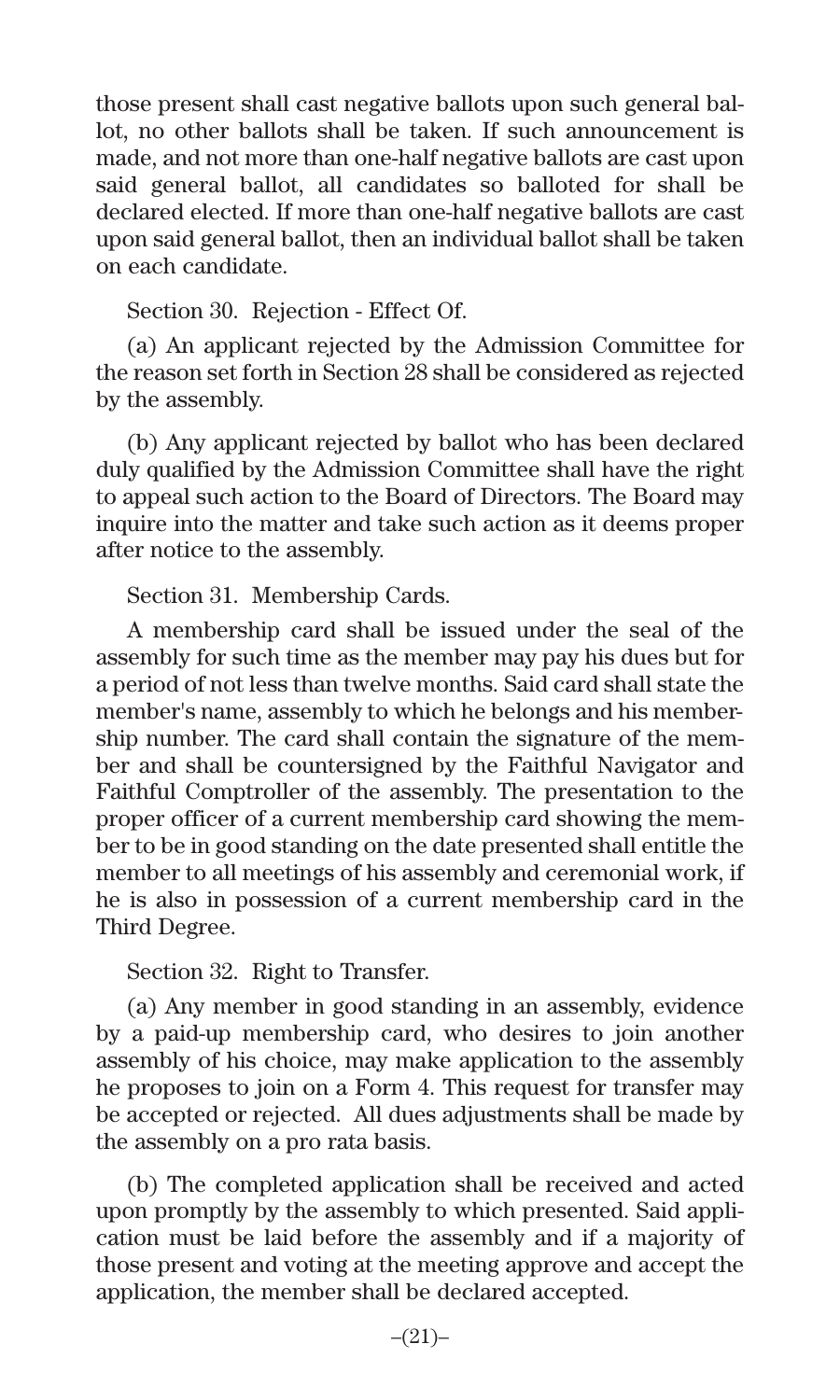those present shall cast negative ballots upon such general ballot, no other ballots shall be taken. If such announcement is made, and not more than one-half negative ballots are cast upon said general ballot, all candidates so balloted for shall be declared elected. If more than one-half negative ballots are cast upon said general ballot, then an individual ballot shall be taken on each candidate.

Section 30. Rejection - Effect Of.

(a) An applicant rejected by the Admission Committee for the reason set forth in Section 28 shall be considered as rejected by the assembly.

(b) Any applicant rejected by ballot who has been declared duly qualified by the Admission Committee shall have the right to appeal such action to the Board of Directors. The Board may inquire into the matter and take such action as it deems proper after notice to the assembly.

Section 31. Membership Cards.

A membership card shall be issued under the seal of the assembly for such time as the member may pay his dues but for a period of not less than twelve months. Said card shall state the member's name, assembly to which he belongs and his membership number. The card shall contain the signature of the member and shall be countersigned by the Faithful Navigator and Faithful Comptroller of the assembly. The presentation to the proper officer of a current membership card showing the member to be in good standing on the date presented shall entitle the member to all meetings of his assembly and ceremonial work, if he is also in possession of a current membership card in the Third Degree.

Section 32. Right to Transfer.

(a) Any member in good standing in an assembly, evidence by a paid-up membership card, who desires to join another assembly of his choice, may make application to the assembly he proposes to join on a Form 4. This request for transfer may be accepted or rejected. All dues adjustments shall be made by the assembly on a pro rata basis.

(b) The completed application shall be received and acted upon promptly by the assembly to which presented. Said application must be laid before the assembly and if a majority of those present and voting at the meeting approve and accept the application, the member shall be declared accepted.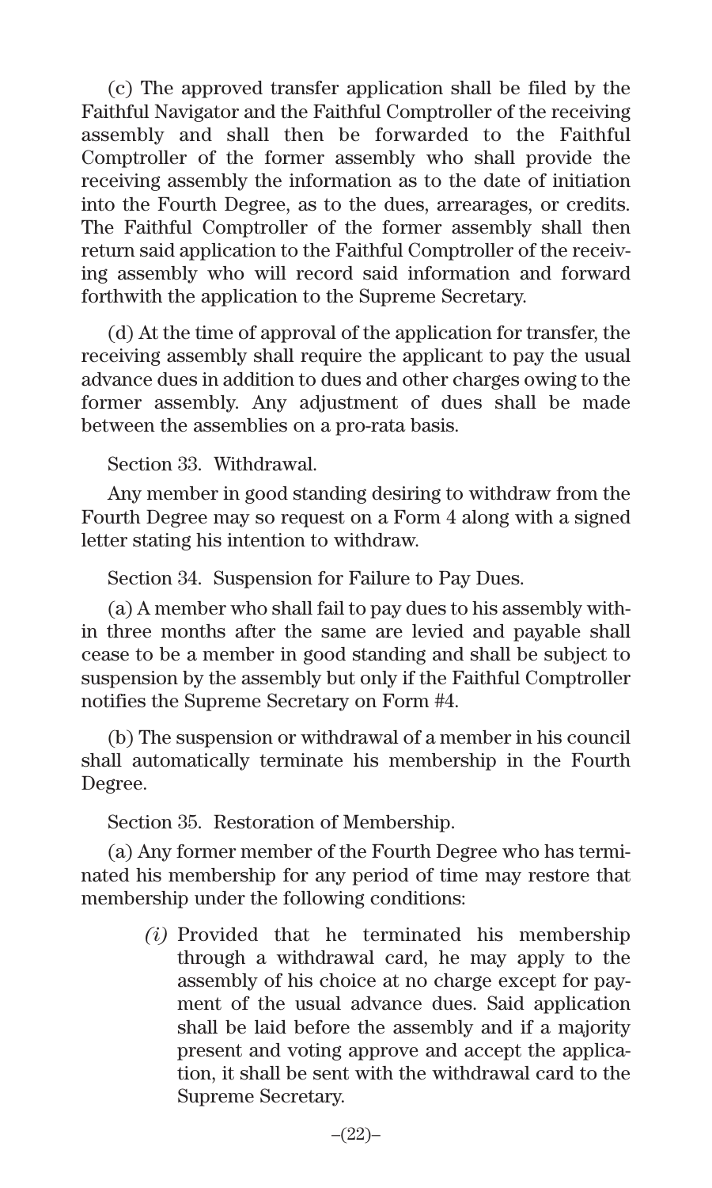(c) The approved transfer application shall be filed by the Faithful Navigator and the Faithful Comptroller of the receiving assembly and shall then be forwarded to the Faithful Comptroller of the former assembly who shall provide the receiving assembly the information as to the date of initiation into the Fourth Degree, as to the dues, arrearages, or credits. The Faithful Comptroller of the former assembly shall then return said application to the Faithful Comptroller of the receiving assembly who will record said information and forward forthwith the application to the Supreme Secretary.

(d) At the time of approval of the application for transfer, the receiving assembly shall require the applicant to pay the usual advance dues in addition to dues and other charges owing to the former assembly. Any adjustment of dues shall be made between the assemblies on a pro-rata basis.

Section 33. Withdrawal.

Any member in good standing desiring to withdraw from the Fourth Degree may so request on a Form 4 along with a signed letter stating his intention to withdraw.

Section 34. Suspension for Failure to Pay Dues.

(a) A member who shall fail to pay dues to his assembly within three months after the same are levied and payable shall cease to be a member in good standing and shall be subject to suspension by the assembly but only if the Faithful Comptroller notifies the Supreme Secretary on Form #4.

(b) The suspension or withdrawal of a member in his council shall automatically terminate his membership in the Fourth Degree.

Section 35. Restoration of Membership.

(a) Any former member of the Fourth Degree who has terminated his membership for any period of time may restore that membership under the following conditions:

> *(i)* Provided that he terminated his membership through a withdrawal card, he may apply to the assembly of his choice at no charge except for payment of the usual advance dues. Said application shall be laid before the assembly and if a majority present and voting approve and accept the application, it shall be sent with the withdrawal card to the Supreme Secretary.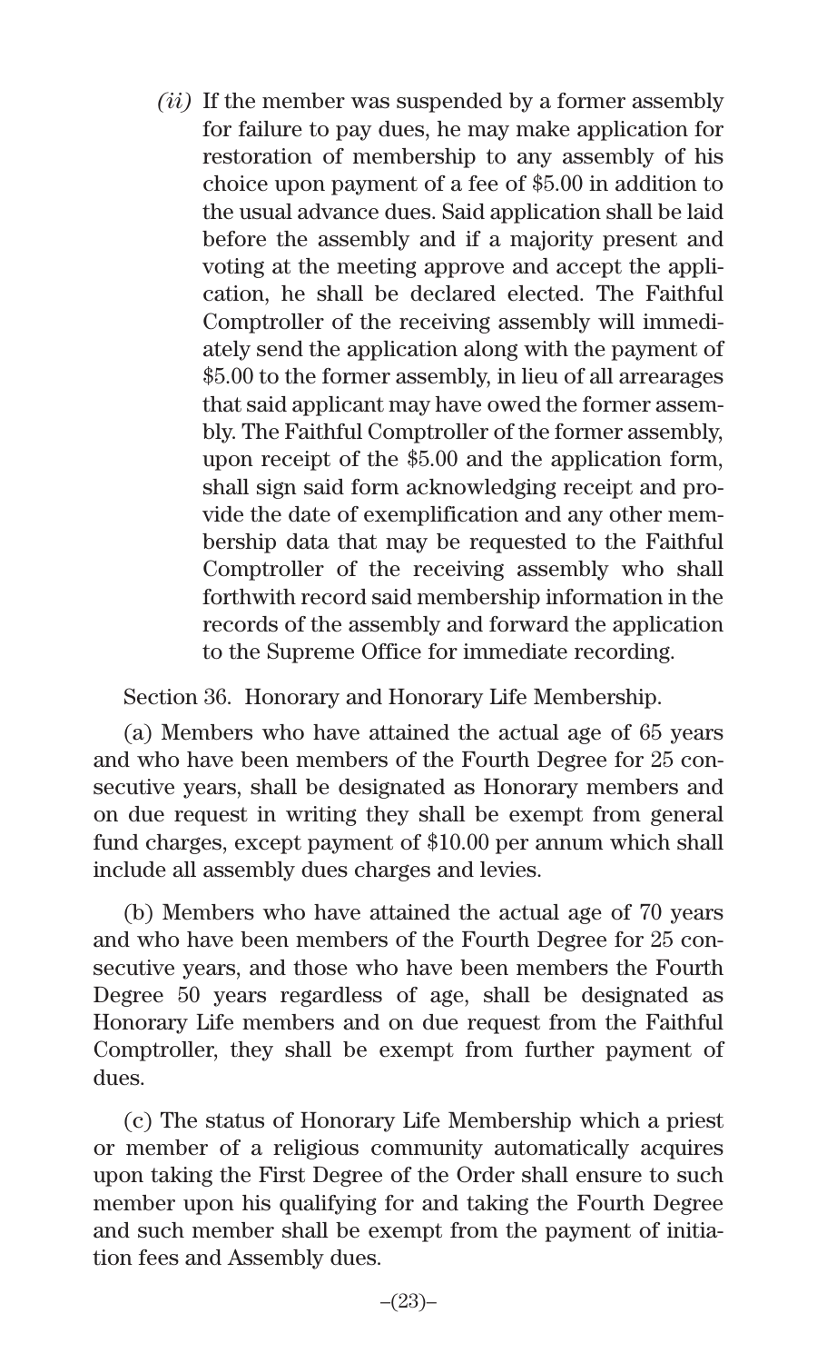*(ii)* If the member was suspended by a former assembly for failure to pay dues, he may make application for restoration of membership to any assembly of his choice upon payment of a fee of $5.00 in addition to the usual advance dues. Said application shall be laid before the assembly and if a majority present and voting at the meeting approve and accept the application, he shall be declared elected. The Faithful Comptroller of the receiving assembly will immediately send the application along with the payment of $5.00 to the former assembly, in lieu of all arrearages that said applicant may have owed the former assembly. The Faithful Comptroller of the former assembly, upon receipt of the $5.00 and the application form, shall sign said form acknowledging receipt and provide the date of exemplification and any other membership data that may be requested to the Faithful Comptroller of the receiving assembly who shall forthwith record said membership information in the records of the assembly and forward the application to the Supreme Office for immediate recording.

Section 36. Honorary and Honorary Life Membership.

(a) Members who have attained the actual age of 65 years and who have been members of the Fourth Degree for 25 consecutive years, shall be designated as Honorary members and on due request in writing they shall be exempt from general fund charges, except payment of $10.00 per annum which shall include all assembly dues charges and levies.

(b) Members who have attained the actual age of 70 years and who have been members of the Fourth Degree for 25 consecutive years, and those who have been members the Fourth Degree 50 years regardless of age, shall be designated as Honorary Life members and on due request from the Faithful Comptroller, they shall be exempt from further payment of dues.

(c) The status of Honorary Life Membership which a priest or member of a religious community automatically acquires upon taking the First Degree of the Order shall ensure to such member upon his qualifying for and taking the Fourth Degree and such member shall be exempt from the payment of initiation fees and Assembly dues.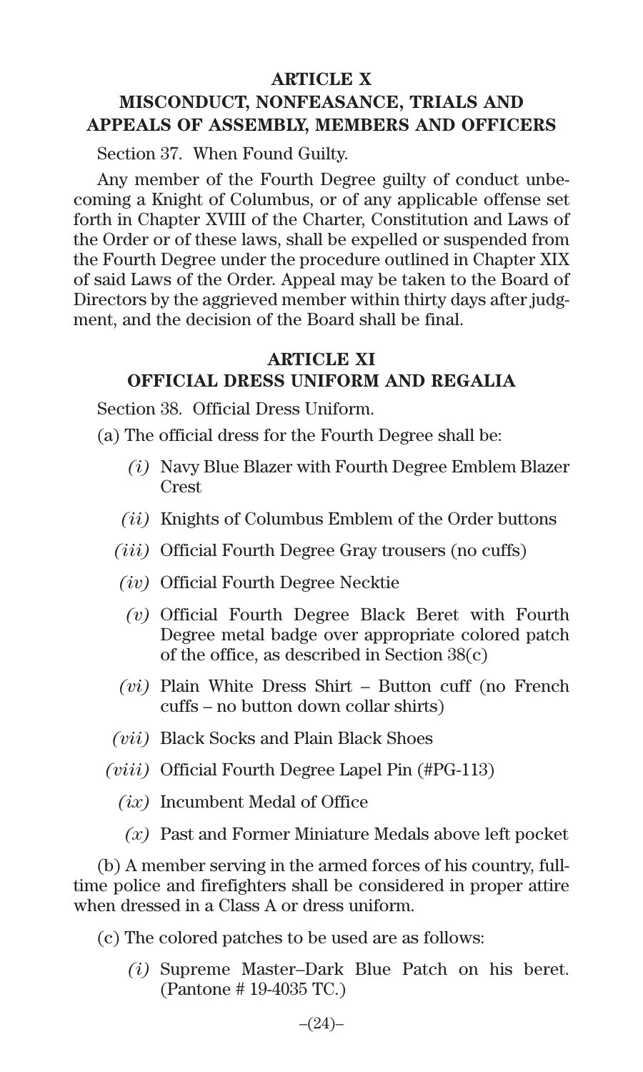## ARTICLE X
## MISCONDUCT, NONFEASANCE, TRIALS AND APPEALS OF ASSEMBLY, MEMBERS AND OFFICERS

Section 37. When Found Guilty.

Any member of the Fourth Degree guilty of conduct unbecoming a Knight of Columbus, or of any applicable offense set forth in Chapter XVIII of the Charter, Constitution and Laws of the Order or of these laws, shall be expelled or suspended from the Fourth Degree under the procedure outlined in Chapter XIX of said Laws of the Order. Appeal may be taken to the Board of Directors by the aggrieved member within thirty days after judgment, and the decision of the Board shall be final.

## ARTICLE XI
## OFFICIAL DRESS UNIFORM AND REGALIA

Section 38. Official Dress Uniform.

(a) The official dress for the Fourth Degree shall be:

- *(i)* Navy Blue Blazer with Fourth Degree Emblem Blazer Crest
- *(ii)* Knights of Columbus Emblem of the Order buttons
- *(iii)* Official Fourth Degree Gray trousers (no cuffs)
- *(iv)* Official Fourth Degree Necktie
- *(v)* Official Fourth Degree Black Beret with Fourth Degree metal badge over appropriate colored patch of the office, as described in Section 38(c)
- *(vi)* Plain White Dress Shirt – Button cuff (no French cuffs – no button down collar shirts)
- *(vii)* Black Socks and Plain Black Shoes
- *(viii)* Official Fourth Degree Lapel Pin (#PG-113)
- *(ix)* Incumbent Medal of Office
- *(x)* Past and Former Miniature Medals above left pocket

(b) A member serving in the armed forces of his country, full-time police and firefighters shall be considered in proper attire when dressed in a Class A or dress uniform.

(c) The colored patches to be used are as follows:

- *(i)* Supreme Master–Dark Blue Patch on his beret. (Pantone # 19-4035 TC.)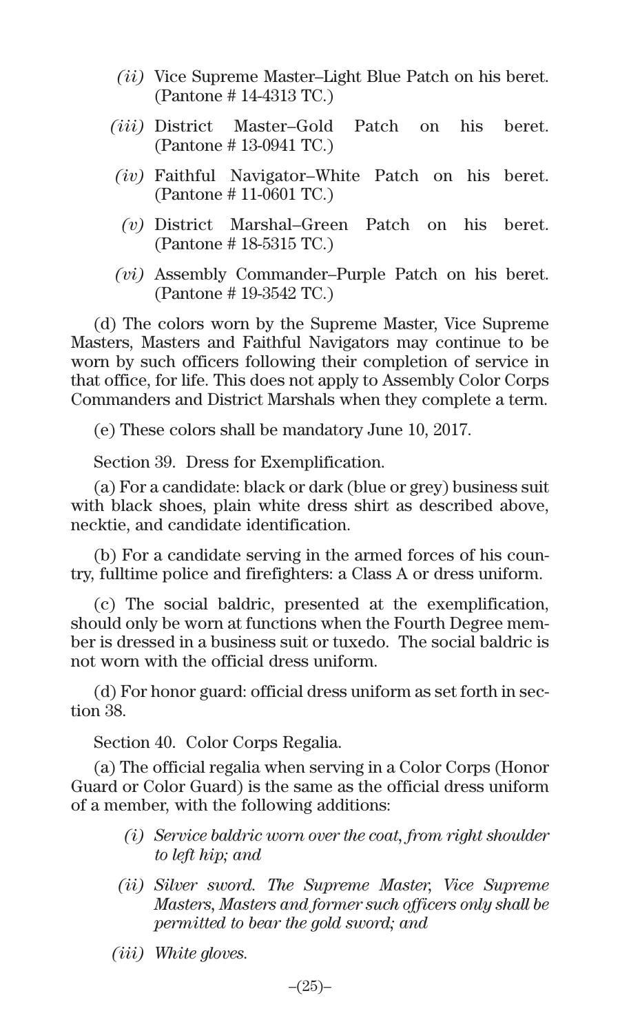*(ii)* Vice Supreme Master–Light Blue Patch on his beret. (Pantone # 14-4313 TC.)

*(iii)* District Master–Gold Patch on his beret. (Pantone # 13-0941 TC.)

*(iv)* Faithful Navigator–White Patch on his beret. (Pantone # 11-0601 TC.)

*(v)* District Marshal–Green Patch on his beret. (Pantone # 18-5315 TC.)

*(vi)* Assembly Commander–Purple Patch on his beret. (Pantone # 19-3542 TC.)

(d) The colors worn by the Supreme Master, Vice Supreme Masters, Masters and Faithful Navigators may continue to be worn by such officers following their completion of service in that office, for life. This does not apply to Assembly Color Corps Commanders and District Marshals when they complete a term.

(e) These colors shall be mandatory June 10, 2017.

Section 39. Dress for Exemplification.

(a) For a candidate: black or dark (blue or grey) business suit with black shoes, plain white dress shirt as described above, necktie, and candidate identification.

(b) For a candidate serving in the armed forces of his country, fulltime police and firefighters: a Class A or dress uniform.

(c) The social baldric, presented at the exemplification, should only be worn at functions when the Fourth Degree member is dressed in a business suit or tuxedo. The social baldric is not worn with the official dress uniform.

(d) For honor guard: official dress uniform as set forth in section 38.

Section 40. Color Corps Regalia.

(a) The official regalia when serving in a Color Corps (Honor Guard or Color Guard) is the same as the official dress uniform of a member, with the following additions:

*(i) Service baldric worn over the coat, from right shoulder to left hip; and*

*(ii) Silver sword. The Supreme Master, Vice Supreme Masters, Masters and former such officers only shall be permitted to bear the gold sword; and*

*(iii) White gloves.*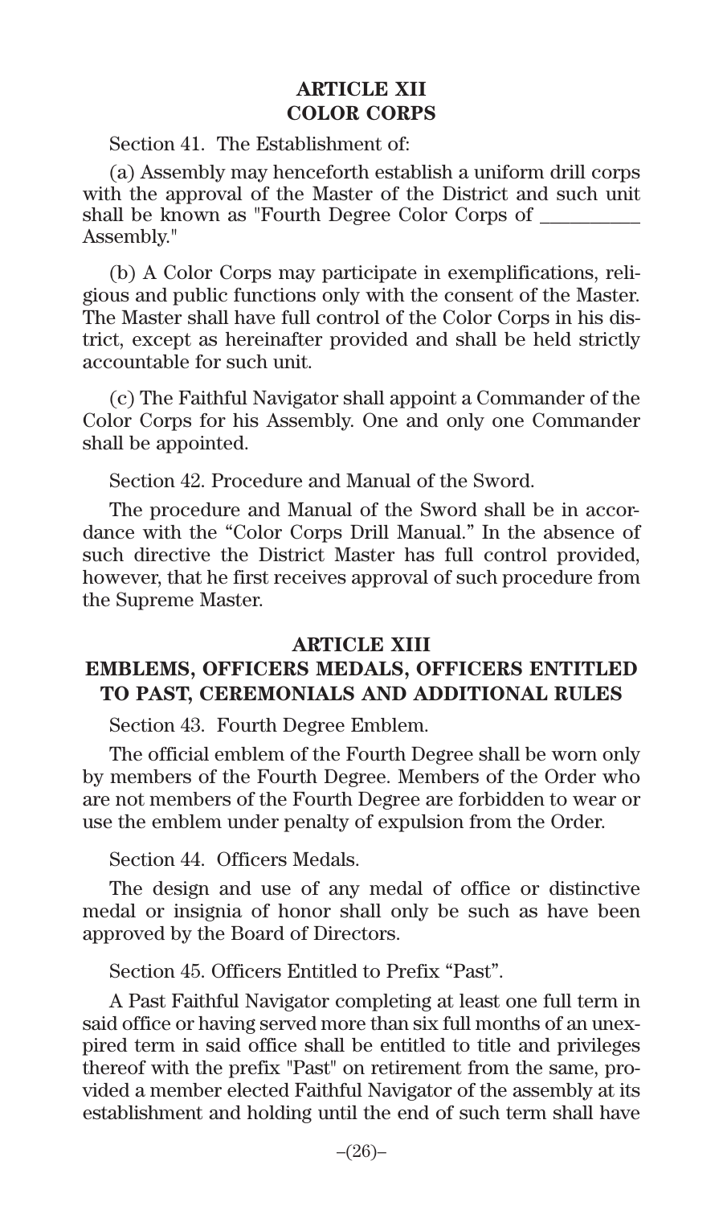## ARTICLE XII
## COLOR CORPS

Section 41. The Establishment of:

(a) Assembly may henceforth establish a uniform drill corps with the approval of the Master of the District and such unit shall be known as "Fourth Degree Color Corps of __________ Assembly."

(b) A Color Corps may participate in exemplifications, religious and public functions only with the consent of the Master. The Master shall have full control of the Color Corps in his district, except as hereinafter provided and shall be held strictly accountable for such unit.

(c) The Faithful Navigator shall appoint a Commander of the Color Corps for his Assembly. One and only one Commander shall be appointed.

Section 42. Procedure and Manual of the Sword.

The procedure and Manual of the Sword shall be in accordance with the "Color Corps Drill Manual." In the absence of such directive the District Master has full control provided, however, that he first receives approval of such procedure from the Supreme Master.

## ARTICLE XIII
## EMBLEMS, OFFICERS MEDALS, OFFICERS ENTITLED TO PAST, CEREMONIALS AND ADDITIONAL RULES

Section 43. Fourth Degree Emblem.

The official emblem of the Fourth Degree shall be worn only by members of the Fourth Degree. Members of the Order who are not members of the Fourth Degree are forbidden to wear or use the emblem under penalty of expulsion from the Order.

Section 44. Officers Medals.

The design and use of any medal of office or distinctive medal or insignia of honor shall only be such as have been approved by the Board of Directors.

Section 45. Officers Entitled to Prefix "Past".

A Past Faithful Navigator completing at least one full term in said office or having served more than six full months of an unexpired term in said office shall be entitled to title and privileges thereof with the prefix "Past" on retirement from the same, provided a member elected Faithful Navigator of the assembly at its establishment and holding until the end of such term shall have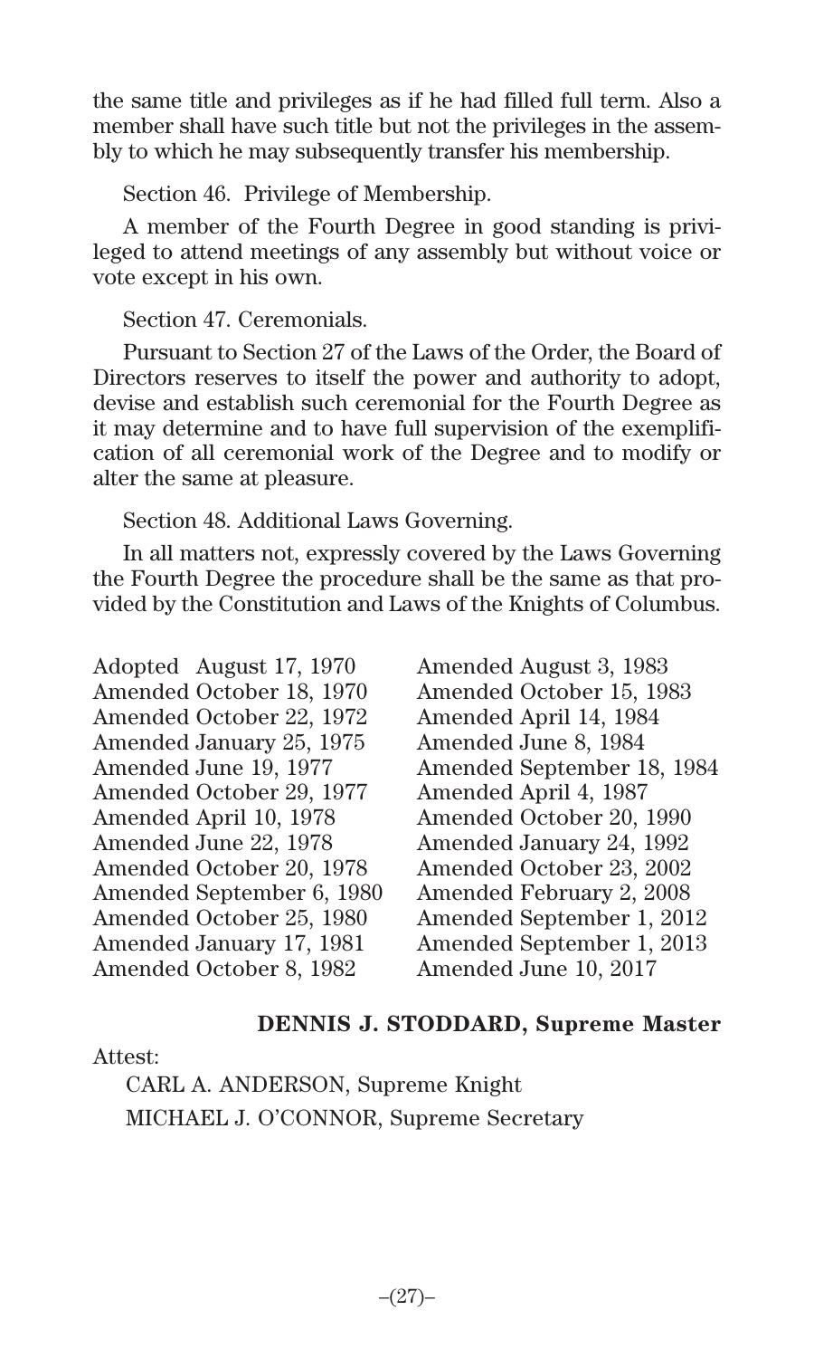the same title and privileges as if he had filled full term. Also a member shall have such title but not the privileges in the assembly to which he may subsequently transfer his membership.

Section 46. Privilege of Membership.

A member of the Fourth Degree in good standing is privileged to attend meetings of any assembly but without voice or vote except in his own.

Section 47. Ceremonials.

Pursuant to Section 27 of the Laws of the Order, the Board of Directors reserves to itself the power and authority to adopt, devise and establish such ceremonial for the Fourth Degree as it may determine and to have full supervision of the exemplification of all ceremonial work of the Degree and to modify or alter the same at pleasure.

Section 48. Additional Laws Governing.

In all matters not, expressly covered by the Laws Governing the Fourth Degree the procedure shall be the same as that provided by the Constitution and Laws of the Knights of Columbus.

Adopted August 17, 1970
Amended October 18, 1970
Amended October 22, 1972
Amended January 25, 1975
Amended June 19, 1977
Amended October 29, 1977
Amended April 10, 1978
Amended June 22, 1978
Amended October 20, 1978
Amended September 6, 1980
Amended October 25, 1980
Amended January 17, 1981
Amended October 8, 1982
Amended August 3, 1983
Amended October 15, 1983
Amended April 14, 1984
Amended June 8, 1984
Amended September 18, 1984
Amended April 4, 1987
Amended October 20, 1990
Amended January 24, 1992
Amended October 23, 2002
Amended February 2, 2008
Amended September 1, 2012
Amended September 1, 2013
Amended June 10, 2017

**DENNIS J. STODDARD, Supreme Master**

Attest:

CARL A. ANDERSON, Supreme Knight

MICHAEL J. O'CONNOR, Supreme Secretary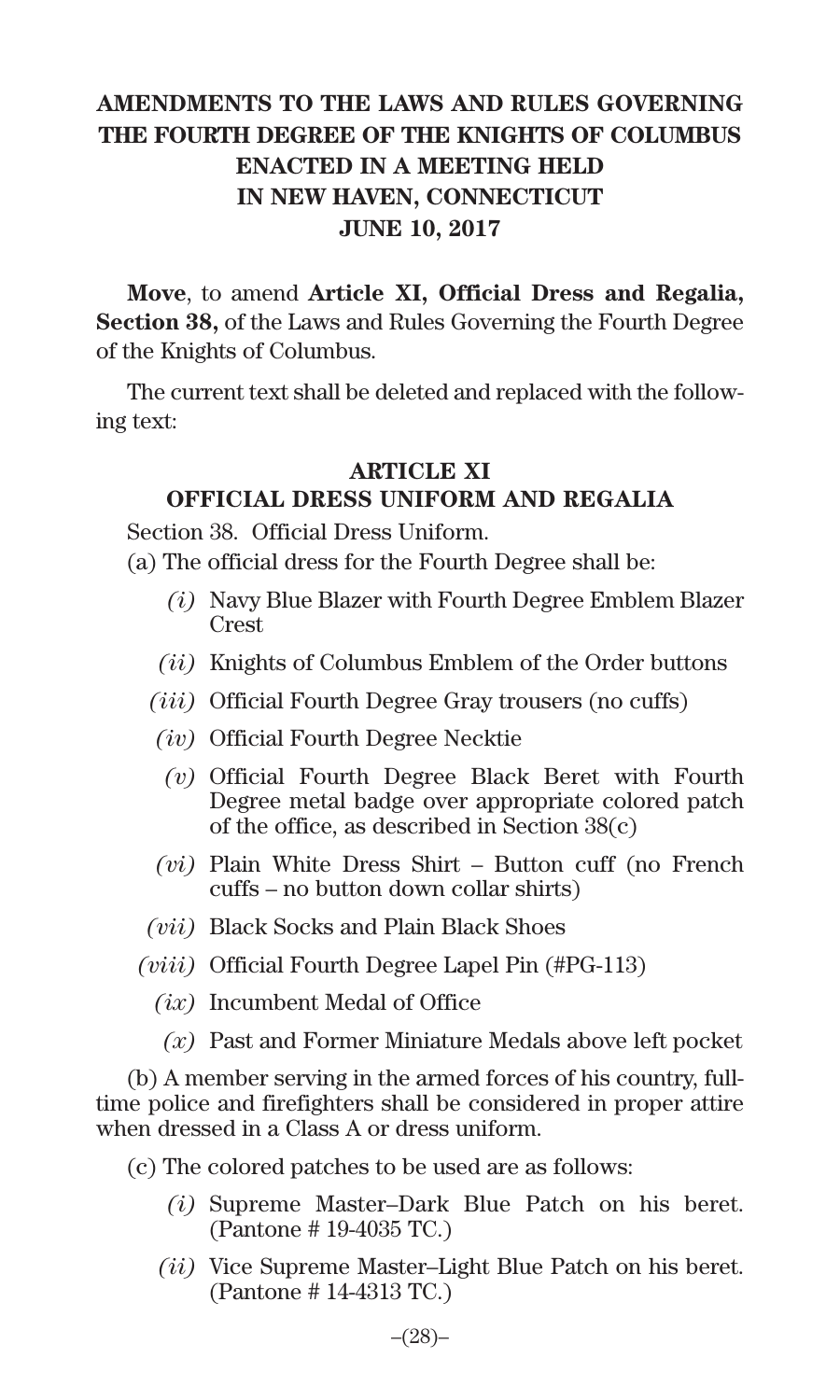# AMENDMENTS TO THE LAWS AND RULES GOVERNING THE FOURTH DEGREE OF THE KNIGHTS OF COLUMBUS ENACTED IN A MEETING HELD IN NEW HAVEN, CONNECTICUT JUNE 10, 2017

**Move**, to amend **Article XI, Official Dress and Regalia, Section 38,** of the Laws and Rules Governing the Fourth Degree of the Knights of Columbus.

The current text shall be deleted and replaced with the following text:

## ARTICLE XI
## OFFICIAL DRESS UNIFORM AND REGALIA

Section 38. Official Dress Uniform.

(a) The official dress for the Fourth Degree shall be:

- *(i)* Navy Blue Blazer with Fourth Degree Emblem Blazer Crest
- *(ii)* Knights of Columbus Emblem of the Order buttons
- *(iii)* Official Fourth Degree Gray trousers (no cuffs)
- *(iv)* Official Fourth Degree Necktie
- *(v)* Official Fourth Degree Black Beret with Fourth Degree metal badge over appropriate colored patch of the office, as described in Section 38(c)
- *(vi)* Plain White Dress Shirt – Button cuff (no French cuffs – no button down collar shirts)
- *(vii)* Black Socks and Plain Black Shoes
- *(viii)* Official Fourth Degree Lapel Pin (#PG-113)
- *(ix)* Incumbent Medal of Office
- *(x)* Past and Former Miniature Medals above left pocket

(b) A member serving in the armed forces of his country, full-time police and firefighters shall be considered in proper attire when dressed in a Class A or dress uniform.

(c) The colored patches to be used are as follows:

- *(i)* Supreme Master–Dark Blue Patch on his beret. (Pantone # 19-4035 TC.)
- *(ii)* Vice Supreme Master–Light Blue Patch on his beret. (Pantone # 14-4313 TC.)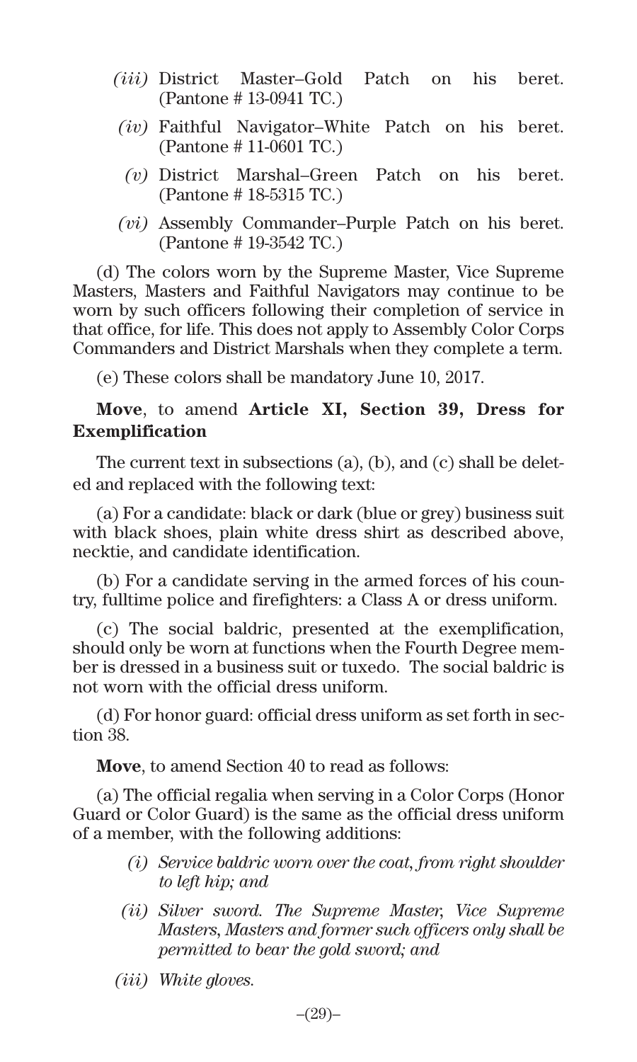*(iii)* District Master–Gold Patch on his beret. (Pantone # 13-0941 TC.)

*(iv)* Faithful Navigator–White Patch on his beret. (Pantone # 11-0601 TC.)

*(v)* District Marshal–Green Patch on his beret. (Pantone # 18-5315 TC.)

*(vi)* Assembly Commander–Purple Patch on his beret. (Pantone # 19-3542 TC.)

(d) The colors worn by the Supreme Master, Vice Supreme Masters, Masters and Faithful Navigators may continue to be worn by such officers following their completion of service in that office, for life. This does not apply to Assembly Color Corps Commanders and District Marshals when they complete a term.

(e) These colors shall be mandatory June 10, 2017.

**Move**, to amend **Article XI, Section 39, Dress for Exemplification**

The current text in subsections (a), (b), and (c) shall be deleted and replaced with the following text:

(a) For a candidate: black or dark (blue or grey) business suit with black shoes, plain white dress shirt as described above, necktie, and candidate identification.

(b) For a candidate serving in the armed forces of his country, fulltime police and firefighters: a Class A or dress uniform.

(c) The social baldric, presented at the exemplification, should only be worn at functions when the Fourth Degree member is dressed in a business suit or tuxedo. The social baldric is not worn with the official dress uniform.

(d) For honor guard: official dress uniform as set forth in section 38.

**Move**, to amend Section 40 to read as follows:

(a) The official regalia when serving in a Color Corps (Honor Guard or Color Guard) is the same as the official dress uniform of a member, with the following additions:

*(i) Service baldric worn over the coat, from right shoulder to left hip; and*

*(ii) Silver sword. The Supreme Master, Vice Supreme Masters, Masters and former such officers only shall be permitted to bear the gold sword; and*

*(iii) White gloves.*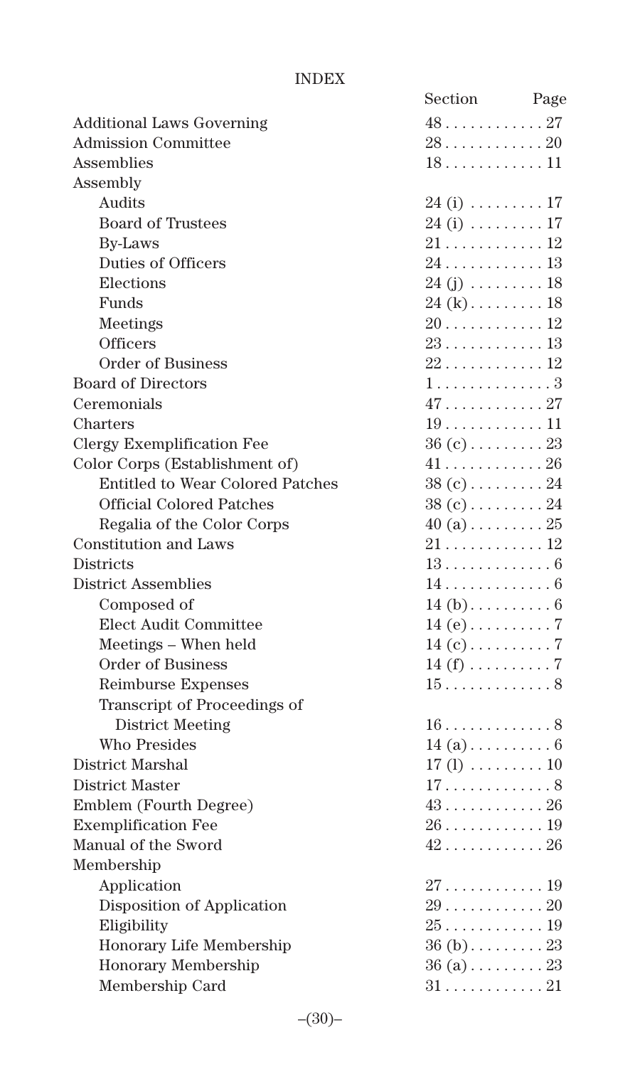# INDEX

| | Section | Page |
|---|---|---|
| Additional Laws Governing | 48 | 27 |
| Admission Committee | 28 | 20 |
| Assemblies | 18 | 11 |
| Assembly | | |
| Audits | 24 (i) | 17 |
| Board of Trustees | 24 (i) | 17 |
| By-Laws | 21 | 12 |
| Duties of Officers | 24 | 13 |
| Elections | 24 (j) | 18 |
| Funds | 24 (k) | 18 |
| Meetings | 20 | 12 |
| Officers | 23 | 13 |
| Order of Business | 22 | 12 |
| Board of Directors | 1 | 3 |
| Ceremonials | 47 | 27 |
| Charters | 19 | 11 |
| Clergy Exemplification Fee | 36 (c) | 23 |
| Color Corps (Establishment of) | 41 | 26 |
| Entitled to Wear Colored Patches | 38 (c) | 24 |
| Official Colored Patches | 38 (c) | 24 |
| Regalia of the Color Corps | 40 (a) | 25 |
| Constitution and Laws | 21 | 12 |
| Districts | 13 | 6 |
| District Assemblies | 14 | 6 |
| Composed of | 14 (b) | 6 |
| Elect Audit Committee | 14 (e) | 7 |
| Meetings – When held | 14 (c) | 7 |
| Order of Business | 14 (f) | 7 |
| Reimburse Expenses | 15 | 8 |
| Transcript of Proceedings of District Meeting | 16 | 8 |
| Who Presides | 14 (a) | 6 |
| District Marshal | 17 (l) | 10 |
| District Master | 17 | 8 |
| Emblem (Fourth Degree) | 43 | 26 |
| Exemplification Fee | 26 | 19 |
| Manual of the Sword | 42 | 26 |
| Membership | | |
| Application | 27 | 19 |
| Disposition of Application | 29 | 20 |
| Eligibility | 25 | 19 |
| Honorary Life Membership | 36 (b) | 23 |
| Honorary Membership | 36 (a) | 23 |
| Membership Card | 31 | 21 |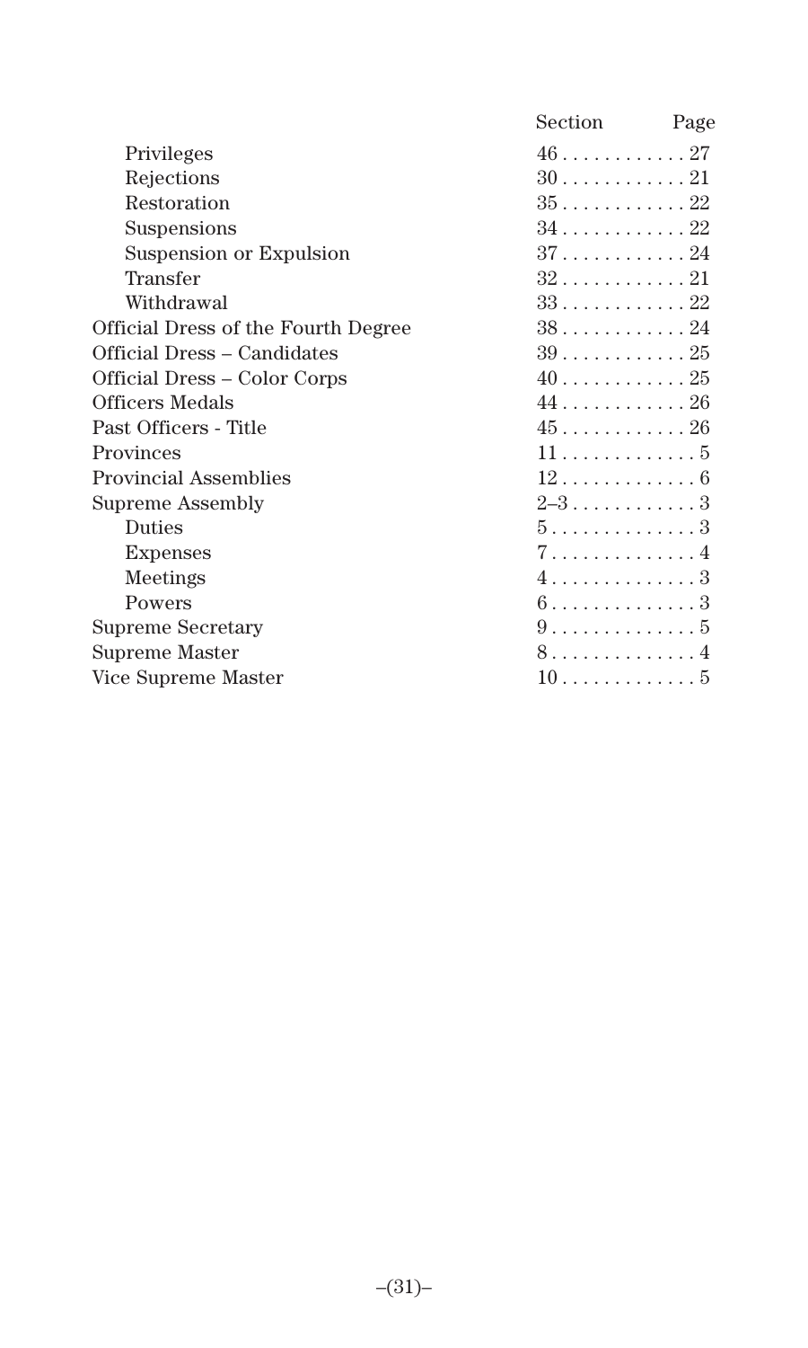| | Section | Page |
|---|---|---|
| Privileges | 46 | 27 |
| Rejections | 30 | 21 |
| Restoration | 35 | 22 |
| Suspensions | 34 | 22 |
| Suspension or Expulsion | 37 | 24 |
| Transfer | 32 | 21 |
| Withdrawal | 33 | 22 |
| Official Dress of the Fourth Degree | 38 | 24 |
| Official Dress – Candidates | 39 | 25 |
| Official Dress – Color Corps | 40 | 25 |
| Officers Medals | 44 | 26 |
| Past Officers - Title | 45 | 26 |
| Provinces | 11 | 5 |
| Provincial Assemblies | 12 | 6 |
| Supreme Assembly | 2–3 | 3 |
| Duties | 5 | 3 |
| Expenses | 7 | 4 |
| Meetings | 4 | 3 |
| Powers | 6 | 3 |
| Supreme Secretary | 9 | 5 |
| Supreme Master | 8 | 4 |
| Vice Supreme Master | 10 | 5 |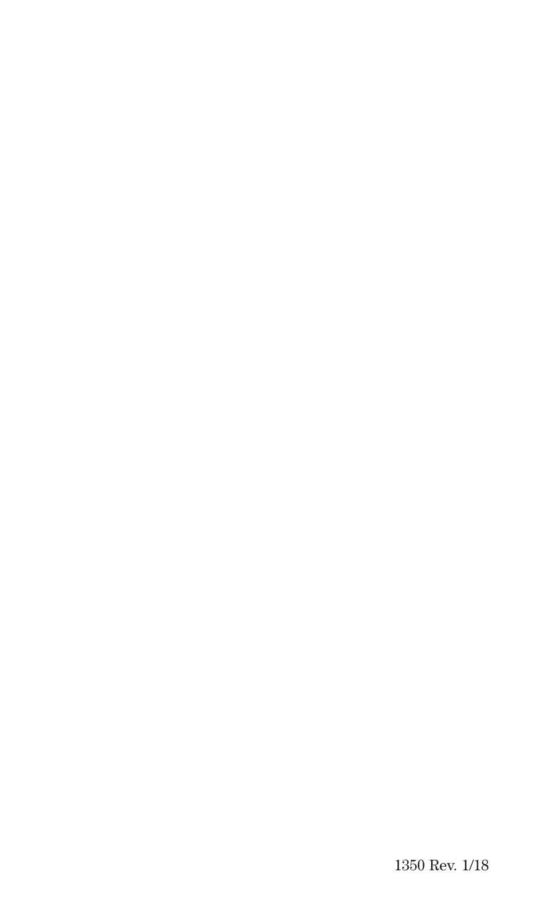1350 Rev. 1/18